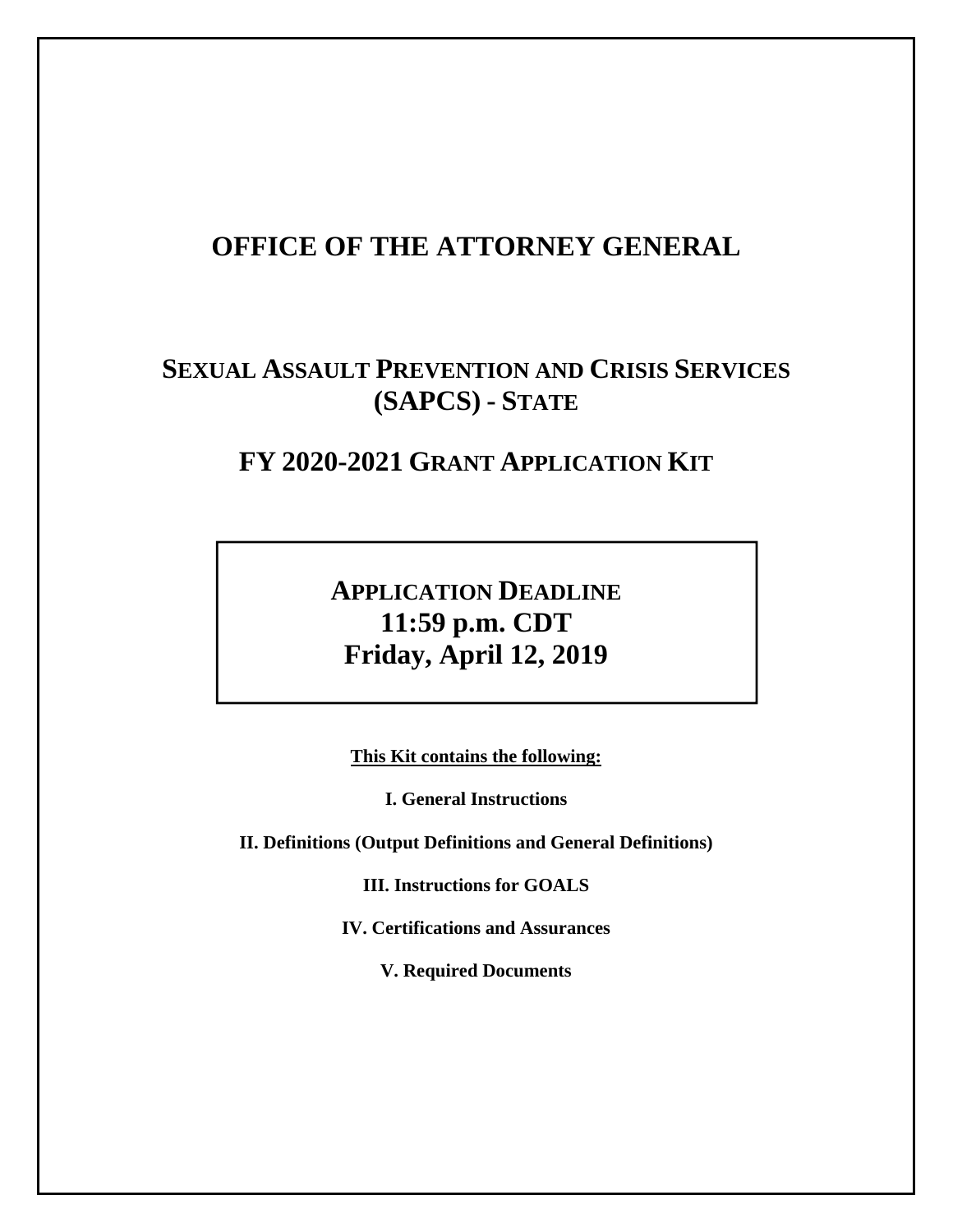# OFFICE OF THE ATTORNEY GENERAL

## SEXUAL ASSAULT PREVENTION AND CRISIS SERVICES (SAPCS) - STATE

## FY 2020-2021 GRANT APPLICATION KIT

**APPLICATION DEADLINE**
**11:59 p.m. CDT**
**Friday, April 12, 2019**

**This Kit contains the following:**

**I. General Instructions**

**II. Definitions (Output Definitions and General Definitions)**

**III. Instructions for GOALS**

**IV. Certifications and Assurances**

**V. Required Documents**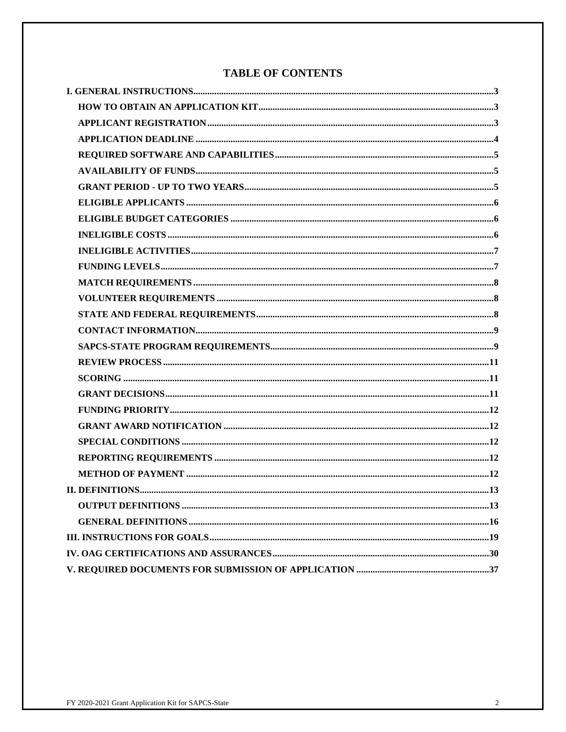# TABLE OF CONTENTS

- **I. GENERAL INSTRUCTIONS** ..... 3
  - **HOW TO OBTAIN AN APPLICATION KIT** ..... 3
  - **APPLICANT REGISTRATION** ..... 3
  - **APPLICATION DEADLINE** ..... 4
  - **REQUIRED SOFTWARE AND CAPABILITIES** ..... 5
  - **AVAILABILITY OF FUNDS** ..... 5
  - **GRANT PERIOD - UP TO TWO YEARS** ..... 5
  - **ELIGIBLE APPLICANTS** ..... 6
  - **ELIGIBLE BUDGET CATEGORIES** ..... 6
  - **INELIGIBLE COSTS** ..... 6
  - **INELIGIBLE ACTIVITIES** ..... 7
  - **FUNDING LEVELS** ..... 7
  - **MATCH REQUIREMENTS** ..... 8
  - **VOLUNTEER REQUIREMENTS** ..... 8
  - **STATE AND FEDERAL REQUIREMENTS** ..... 8
  - **CONTACT INFORMATION** ..... 9
  - **SAPCS-STATE PROGRAM REQUIREMENTS** ..... 9
  - **REVIEW PROCESS** ..... 11
  - **SCORING** ..... 11
  - **GRANT DECISIONS** ..... 11
  - **FUNDING PRIORITY** ..... 12
  - **GRANT AWARD NOTIFICATION** ..... 12
  - **SPECIAL CONDITIONS** ..... 12
  - **REPORTING REQUIREMENTS** ..... 12
  - **METHOD OF PAYMENT** ..... 12
- **II. DEFINITIONS** ..... 13
  - **OUTPUT DEFINITIONS** ..... 13
  - **GENERAL DEFINITIONS** ..... 16
- **III. INSTRUCTIONS FOR GOALS** ..... 19
- **IV. OAG CERTIFICATIONS AND ASSURANCES** ..... 30
- **V. REQUIRED DOCUMENTS FOR SUBMISSION OF APPLICATION** ..... 37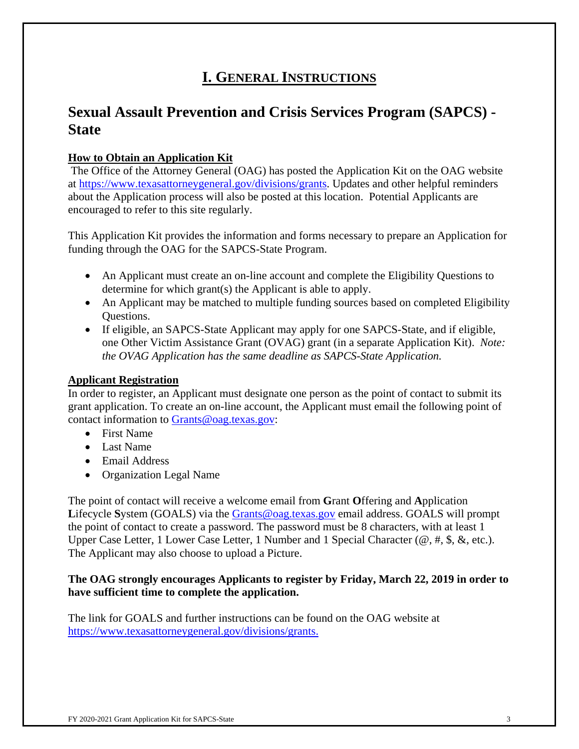# I. GENERAL INSTRUCTIONS

## Sexual Assault Prevention and Crisis Services Program (SAPCS) - State

**How to Obtain an Application Kit**

The Office of the Attorney General (OAG) has posted the Application Kit on the OAG website at https://www.texasattorneygeneral.gov/divisions/grants. Updates and other helpful reminders about the Application process will also be posted at this location. Potential Applicants are encouraged to refer to this site regularly.

This Application Kit provides the information and forms necessary to prepare an Application for funding through the OAG for the SAPCS-State Program.

- An Applicant must create an on-line account and complete the Eligibility Questions to determine for which grant(s) the Applicant is able to apply.
- An Applicant may be matched to multiple funding sources based on completed Eligibility Questions.
- If eligible, an SAPCS-State Applicant may apply for one SAPCS-State, and if eligible, one Other Victim Assistance Grant (OVAG) grant (in a separate Application Kit). *Note: the OVAG Application has the same deadline as SAPCS-State Application.*

**Applicant Registration**

In order to register, an Applicant must designate one person as the point of contact to submit its grant application. To create an on-line account, the Applicant must email the following point of contact information to Grants@oag.texas.gov:

- First Name
- Last Name
- Email Address
- Organization Legal Name

The point of contact will receive a welcome email from **G**rant **O**ffering and **A**pplication **L**ifecycle **S**ystem (GOALS) via the Grants@oag.texas.gov email address. GOALS will prompt the point of contact to create a password. The password must be 8 characters, with at least 1 Upper Case Letter, 1 Lower Case Letter, 1 Number and 1 Special Character (@, #, $, &, etc.). The Applicant may also choose to upload a Picture.

**The OAG strongly encourages Applicants to register by Friday, March 22, 2019 in order to have sufficient time to complete the application.**

The link for GOALS and further instructions can be found on the OAG website at https://www.texasattorneygeneral.gov/divisions/grants.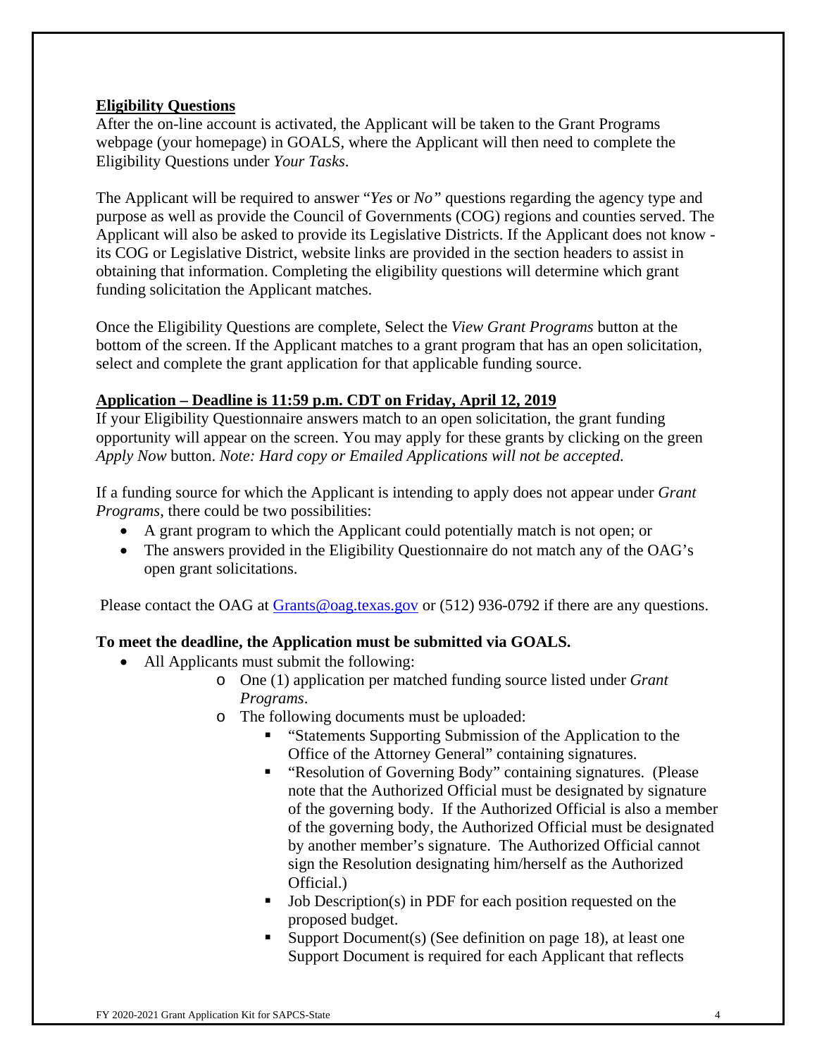**Eligibility Questions**

After the on-line account is activated, the Applicant will be taken to the Grant Programs webpage (your homepage) in GOALS, where the Applicant will then need to complete the Eligibility Questions under *Your Tasks*.

The Applicant will be required to answer "*Yes* or *No"* questions regarding the agency type and purpose as well as provide the Council of Governments (COG) regions and counties served. The Applicant will also be asked to provide its Legislative Districts. If the Applicant does not know - its COG or Legislative District, website links are provided in the section headers to assist in obtaining that information. Completing the eligibility questions will determine which grant funding solicitation the Applicant matches.

Once the Eligibility Questions are complete, Select the *View Grant Programs* button at the bottom of the screen. If the Applicant matches to a grant program that has an open solicitation, select and complete the grant application for that applicable funding source.

**Application – Deadline is 11:59 p.m. CDT on Friday, April 12, 2019**

If your Eligibility Questionnaire answers match to an open solicitation, the grant funding opportunity will appear on the screen. You may apply for these grants by clicking on the green *Apply Now* button. *Note: Hard copy or Emailed Applications will not be accepted.*

If a funding source for which the Applicant is intending to apply does not appear under *Grant Programs*, there could be two possibilities:

- A grant program to which the Applicant could potentially match is not open; or
- The answers provided in the Eligibility Questionnaire do not match any of the OAG's open grant solicitations.

Please contact the OAG at Grants@oag.texas.gov or (512) 936-0792 if there are any questions.

**To meet the deadline, the Application must be submitted via GOALS.**

- All Applicants must submit the following:
  - One (1) application per matched funding source listed under *Grant Programs*.
  - The following documents must be uploaded:
    - "Statements Supporting Submission of the Application to the Office of the Attorney General" containing signatures.
    - "Resolution of Governing Body" containing signatures. (Please note that the Authorized Official must be designated by signature of the governing body. If the Authorized Official is also a member of the governing body, the Authorized Official must be designated by another member's signature. The Authorized Official cannot sign the Resolution designating him/herself as the Authorized Official.)
    - Job Description(s) in PDF for each position requested on the proposed budget.
    - Support Document(s) (See definition on page 18), at least one Support Document is required for each Applicant that reflects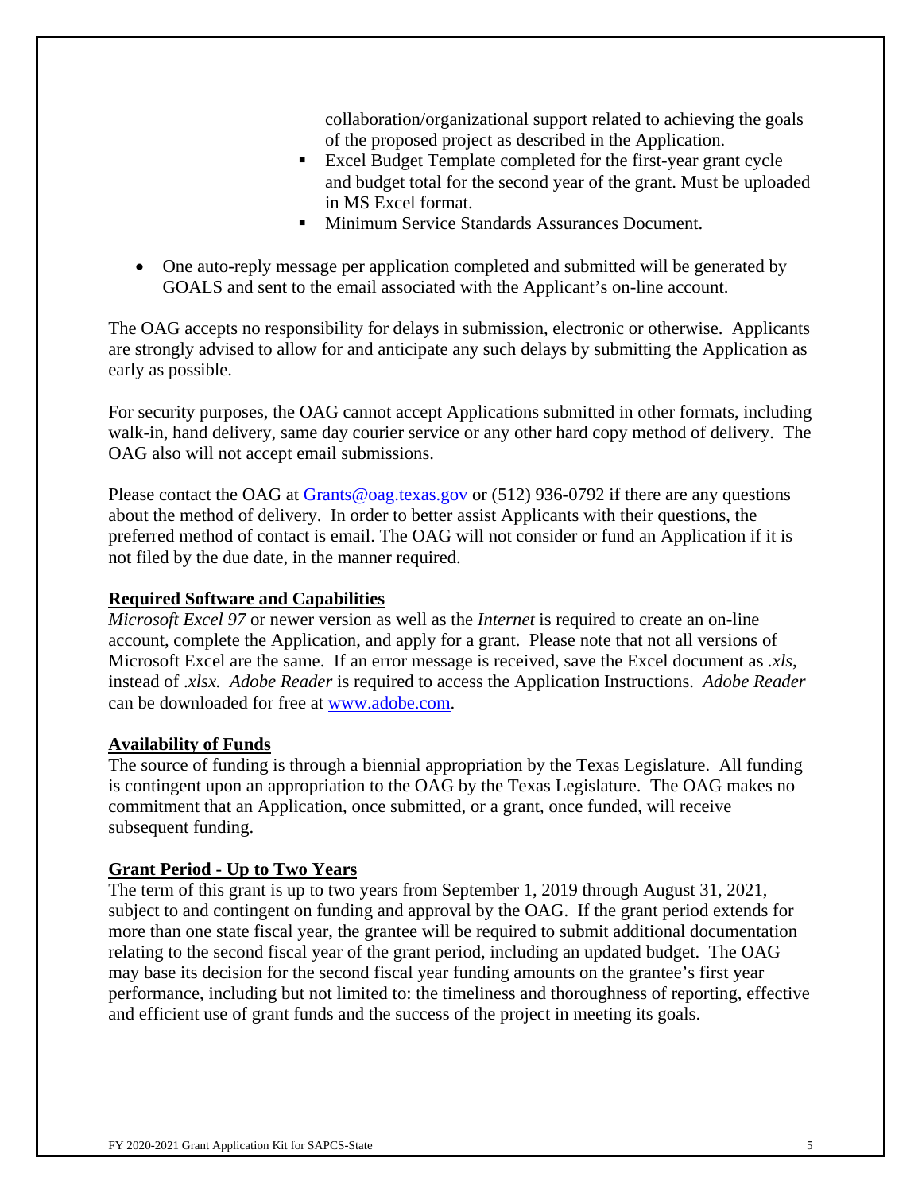collaboration/organizational support related to achieving the goals of the proposed project as described in the Application.
    - Excel Budget Template completed for the first-year grant cycle and budget total for the second year of the grant. Must be uploaded in MS Excel format.
    - Minimum Service Standards Assurances Document.

- One auto-reply message per application completed and submitted will be generated by GOALS and sent to the email associated with the Applicant's on-line account.

The OAG accepts no responsibility for delays in submission, electronic or otherwise. Applicants are strongly advised to allow for and anticipate any such delays by submitting the Application as early as possible.

For security purposes, the OAG cannot accept Applications submitted in other formats, including walk-in, hand delivery, same day courier service or any other hard copy method of delivery. The OAG also will not accept email submissions.

Please contact the OAG at [Grants@oag.texas.gov](mailto:Grants@oag.texas.gov) or (512) 936-0792 if there are any questions about the method of delivery. In order to better assist Applicants with their questions, the preferred method of contact is email. The OAG will not consider or fund an Application if it is not filed by the due date, in the manner required.

**Required Software and Capabilities**

*Microsoft Excel 97* or newer version as well as the *Internet* is required to create an on-line account, complete the Application, and apply for a grant. Please note that not all versions of Microsoft Excel are the same. If an error message is received, save the Excel document as *.xls*, instead of *.xlsx. Adobe Reader* is required to access the Application Instructions. *Adobe Reader* can be downloaded for free at [www.adobe.com](http://www.adobe.com).

**Availability of Funds**

The source of funding is through a biennial appropriation by the Texas Legislature. All funding is contingent upon an appropriation to the OAG by the Texas Legislature. The OAG makes no commitment that an Application, once submitted, or a grant, once funded, will receive subsequent funding.

**Grant Period - Up to Two Years**

The term of this grant is up to two years from September 1, 2019 through August 31, 2021, subject to and contingent on funding and approval by the OAG. If the grant period extends for more than one state fiscal year, the grantee will be required to submit additional documentation relating to the second fiscal year of the grant period, including an updated budget. The OAG may base its decision for the second fiscal year funding amounts on the grantee's first year performance, including but not limited to: the timeliness and thoroughness of reporting, effective and efficient use of grant funds and the success of the project in meeting its goals.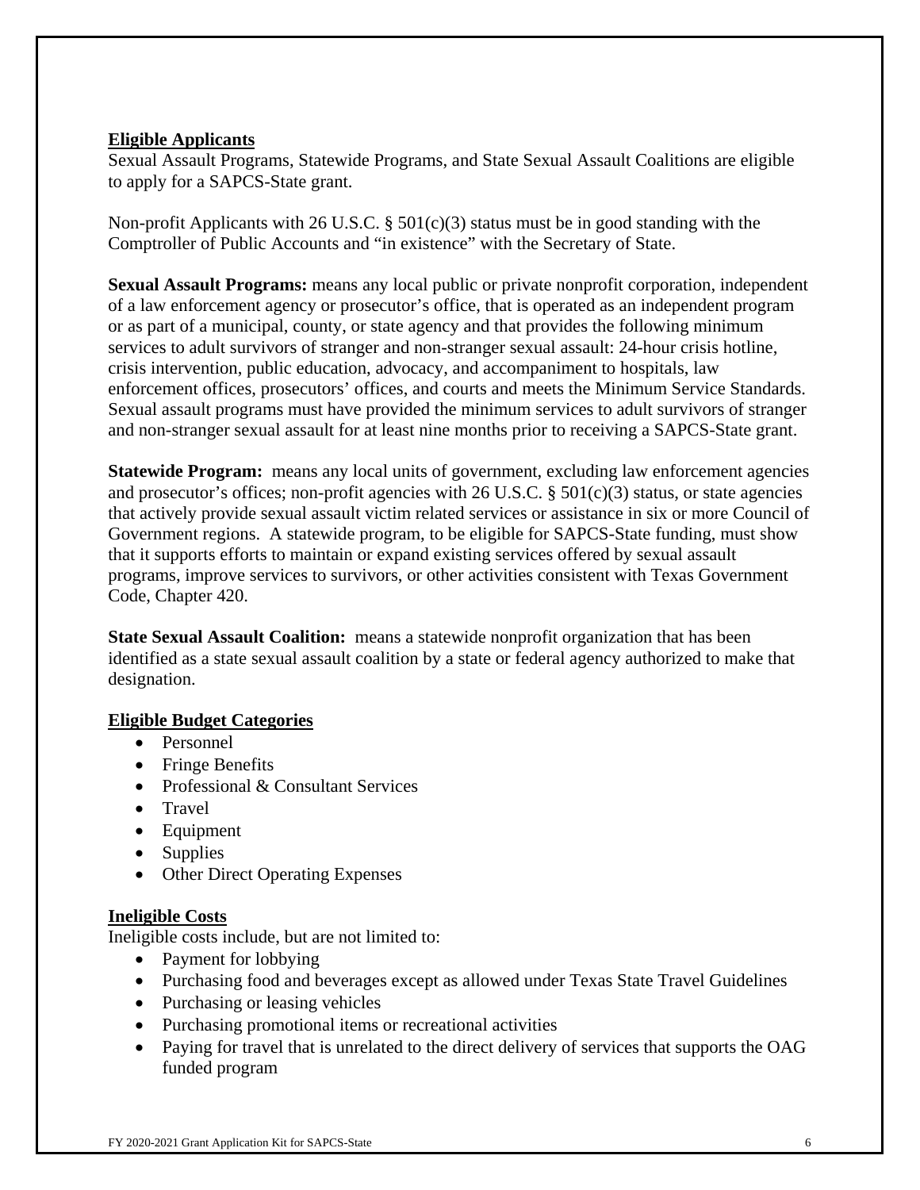## Eligible Applicants

Sexual Assault Programs, Statewide Programs, and State Sexual Assault Coalitions are eligible to apply for a SAPCS-State grant.

Non-profit Applicants with 26 U.S.C. § 501(c)(3) status must be in good standing with the Comptroller of Public Accounts and "in existence" with the Secretary of State.

**Sexual Assault Programs:** means any local public or private nonprofit corporation, independent of a law enforcement agency or prosecutor's office, that is operated as an independent program or as part of a municipal, county, or state agency and that provides the following minimum services to adult survivors of stranger and non-stranger sexual assault: 24-hour crisis hotline, crisis intervention, public education, advocacy, and accompaniment to hospitals, law enforcement offices, prosecutors' offices, and courts and meets the Minimum Service Standards. Sexual assault programs must have provided the minimum services to adult survivors of stranger and non-stranger sexual assault for at least nine months prior to receiving a SAPCS-State grant.

**Statewide Program:** means any local units of government, excluding law enforcement agencies and prosecutor's offices; non-profit agencies with 26 U.S.C. § 501(c)(3) status, or state agencies that actively provide sexual assault victim related services or assistance in six or more Council of Government regions. A statewide program, to be eligible for SAPCS-State funding, must show that it supports efforts to maintain or expand existing services offered by sexual assault programs, improve services to survivors, or other activities consistent with Texas Government Code, Chapter 420.

**State Sexual Assault Coalition:** means a statewide nonprofit organization that has been identified as a state sexual assault coalition by a state or federal agency authorized to make that designation.

## Eligible Budget Categories

- Personnel
- Fringe Benefits
- Professional & Consultant Services
- Travel
- Equipment
- Supplies
- Other Direct Operating Expenses

## Ineligible Costs

Ineligible costs include, but are not limited to:

- Payment for lobbying
- Purchasing food and beverages except as allowed under Texas State Travel Guidelines
- Purchasing or leasing vehicles
- Purchasing promotional items or recreational activities
- Paying for travel that is unrelated to the direct delivery of services that supports the OAG funded program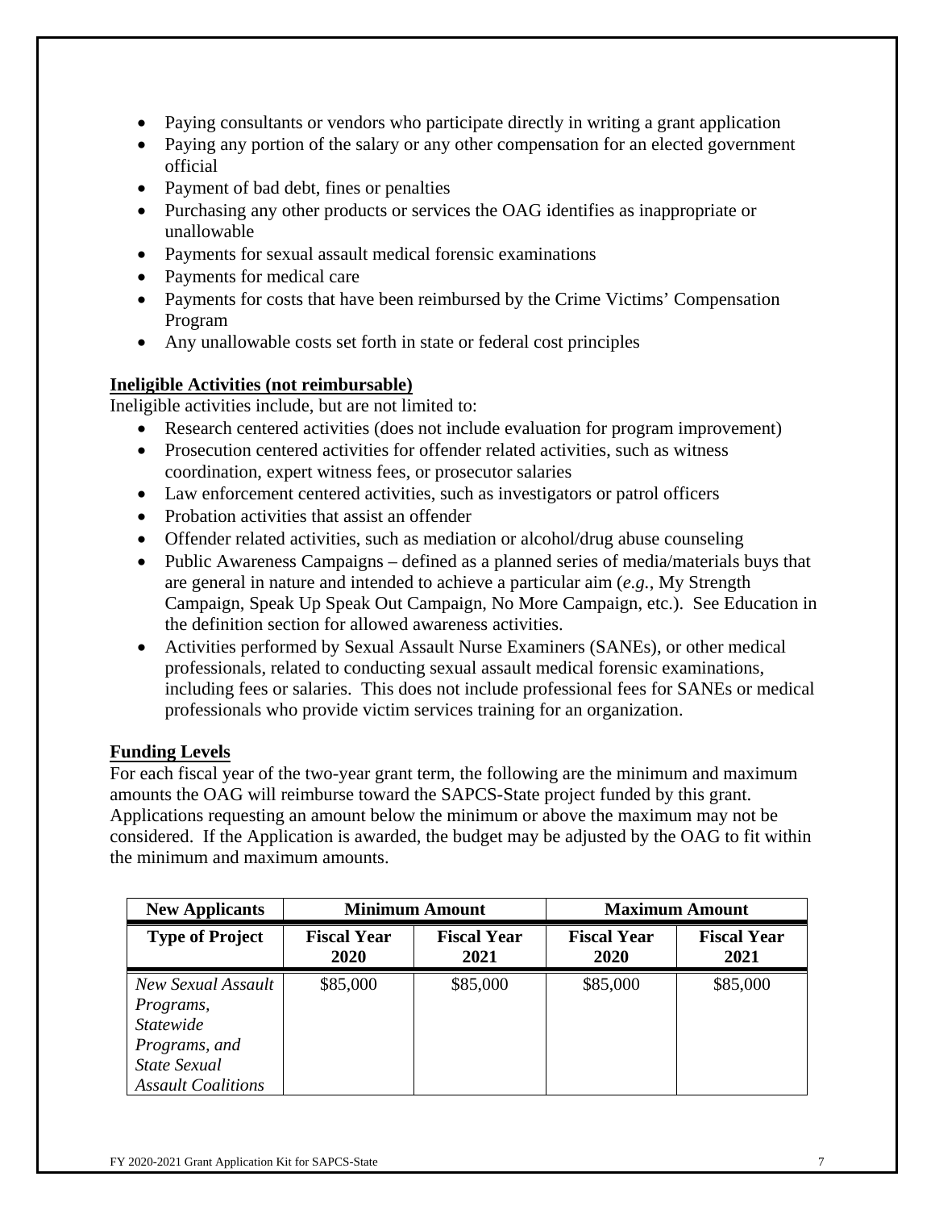- Paying consultants or vendors who participate directly in writing a grant application
- Paying any portion of the salary or any other compensation for an elected government official
- Payment of bad debt, fines or penalties
- Purchasing any other products or services the OAG identifies as inappropriate or unallowable
- Payments for sexual assault medical forensic examinations
- Payments for medical care
- Payments for costs that have been reimbursed by the Crime Victims' Compensation Program
- Any unallowable costs set forth in state or federal cost principles

**Ineligible Activities (not reimbursable)**

Ineligible activities include, but are not limited to:

- Research centered activities (does not include evaluation for program improvement)
- Prosecution centered activities for offender related activities, such as witness coordination, expert witness fees, or prosecutor salaries
- Law enforcement centered activities, such as investigators or patrol officers
- Probation activities that assist an offender
- Offender related activities, such as mediation or alcohol/drug abuse counseling
- Public Awareness Campaigns – defined as a planned series of media/materials buys that are general in nature and intended to achieve a particular aim (*e.g.*, My Strength Campaign, Speak Up Speak Out Campaign, No More Campaign, etc.). See Education in the definition section for allowed awareness activities.
- Activities performed by Sexual Assault Nurse Examiners (SANEs), or other medical professionals, related to conducting sexual assault medical forensic examinations, including fees or salaries. This does not include professional fees for SANEs or medical professionals who provide victim services training for an organization.

**Funding Levels**

For each fiscal year of the two-year grant term, the following are the minimum and maximum amounts the OAG will reimburse toward the SAPCS-State project funded by this grant. Applications requesting an amount below the minimum or above the maximum may not be considered. If the Application is awarded, the budget may be adjusted by the OAG to fit within the minimum and maximum amounts.

| **New Applicants** | **Minimum Amount** | | **Maximum Amount** | |
|---|---|---|---|---|
| **Type of Project** | **Fiscal Year 2020** | **Fiscal Year 2021** | **Fiscal Year 2020** | **Fiscal Year 2021** |
| *New Sexual Assault Programs, Statewide Programs, and State Sexual Assault Coalitions* | \$85,000 | \$85,000 | \$85,000 | \$85,000 |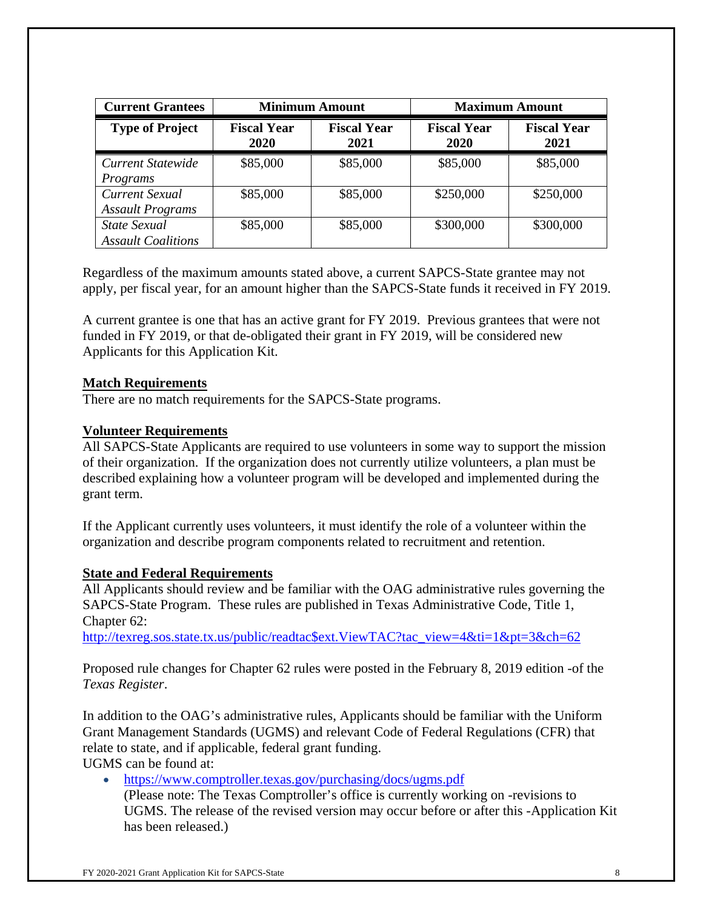| Current Grantees | Minimum Amount | | Maximum Amount | |
|---|---|---|---|---|
| **Type of Project** | **Fiscal Year 2020** | **Fiscal Year 2021** | **Fiscal Year 2020** | **Fiscal Year 2021** |
| *Current Statewide Programs* | $85,000 | $85,000 | $85,000 | $85,000 |
| *Current Sexual Assault Programs* | $85,000 | $85,000 | $250,000 | $250,000 |
| *State Sexual Assault Coalitions* | $85,000 | $85,000 | $300,000 | $300,000 |

Regardless of the maximum amounts stated above, a current SAPCS-State grantee may not apply, per fiscal year, for an amount higher than the SAPCS-State funds it received in FY 2019.

A current grantee is one that has an active grant for FY 2019. Previous grantees that were not funded in FY 2019, or that de-obligated their grant in FY 2019, will be considered new Applicants for this Application Kit.

**Match Requirements**

There are no match requirements for the SAPCS-State programs.

**Volunteer Requirements**

All SAPCS-State Applicants are required to use volunteers in some way to support the mission of their organization. If the organization does not currently utilize volunteers, a plan must be described explaining how a volunteer program will be developed and implemented during the grant term.

If the Applicant currently uses volunteers, it must identify the role of a volunteer within the organization and describe program components related to recruitment and retention.

**State and Federal Requirements**

All Applicants should review and be familiar with the OAG administrative rules governing the SAPCS-State Program. These rules are published in Texas Administrative Code, Title 1, Chapter 62:
http://texreg.sos.state.tx.us/public/readtac$ext.ViewTAC?tac_view=4&ti=1&pt=3&ch=62

Proposed rule changes for Chapter 62 rules were posted in the February 8, 2019 edition -of the *Texas Register*.

In addition to the OAG's administrative rules, Applicants should be familiar with the Uniform Grant Management Standards (UGMS) and relevant Code of Federal Regulations (CFR) that relate to state, and if applicable, federal grant funding.
UGMS can be found at:

- https://www.comptroller.texas.gov/purchasing/docs/ugms.pdf
  (Please note: The Texas Comptroller's office is currently working on -revisions to UGMS. The release of the revised version may occur before or after this -Application Kit has been released.)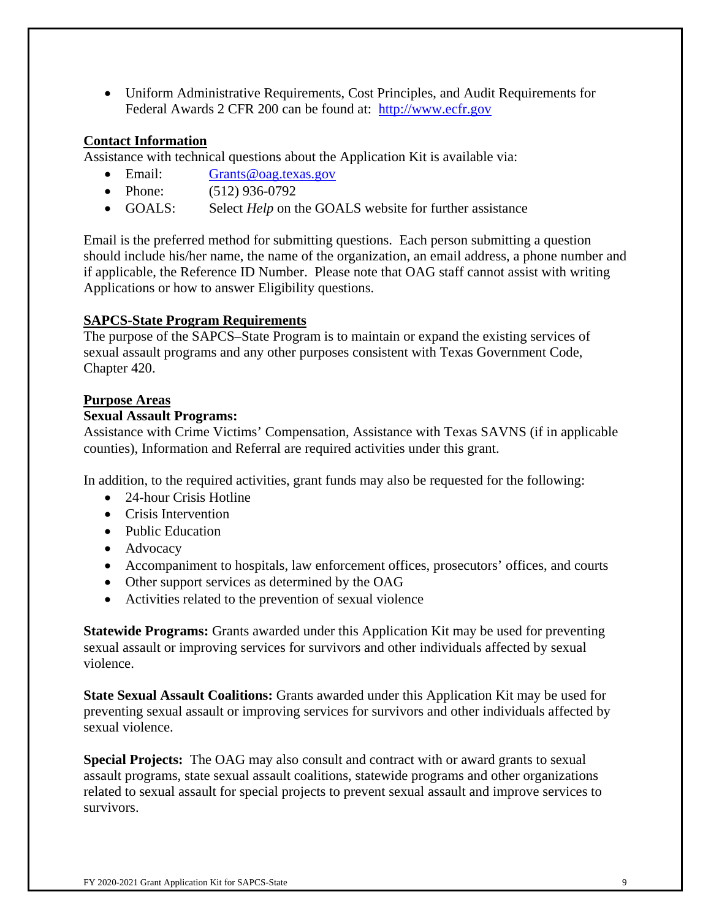- Uniform Administrative Requirements, Cost Principles, and Audit Requirements for Federal Awards 2 CFR 200 can be found at: [http://www.ecfr.gov](http://www.ecfr.gov)

## Contact Information

Assistance with technical questions about the Application Kit is available via:

- Email: [Grants@oag.texas.gov](mailto:Grants@oag.texas.gov)
- Phone: (512) 936-0792
- GOALS: Select *Help* on the GOALS website for further assistance

Email is the preferred method for submitting questions. Each person submitting a question should include his/her name, the name of the organization, an email address, a phone number and if applicable, the Reference ID Number. Please note that OAG staff cannot assist with writing Applications or how to answer Eligibility questions.

## SAPCS-State Program Requirements

The purpose of the SAPCS–State Program is to maintain or expand the existing services of sexual assault programs and any other purposes consistent with Texas Government Code, Chapter 420.

## Purpose Areas

**Sexual Assault Programs:**

Assistance with Crime Victims' Compensation, Assistance with Texas SAVNS (if in applicable counties), Information and Referral are required activities under this grant.

In addition, to the required activities, grant funds may also be requested for the following:

- 24-hour Crisis Hotline
- Crisis Intervention
- Public Education
- Advocacy
- Accompaniment to hospitals, law enforcement offices, prosecutors' offices, and courts
- Other support services as determined by the OAG
- Activities related to the prevention of sexual violence

**Statewide Programs:** Grants awarded under this Application Kit may be used for preventing sexual assault or improving services for survivors and other individuals affected by sexual violence.

**State Sexual Assault Coalitions:** Grants awarded under this Application Kit may be used for preventing sexual assault or improving services for survivors and other individuals affected by sexual violence.

**Special Projects:** The OAG may also consult and contract with or award grants to sexual assault programs, state sexual assault coalitions, statewide programs and other organizations related to sexual assault for special projects to prevent sexual assault and improve services to survivors.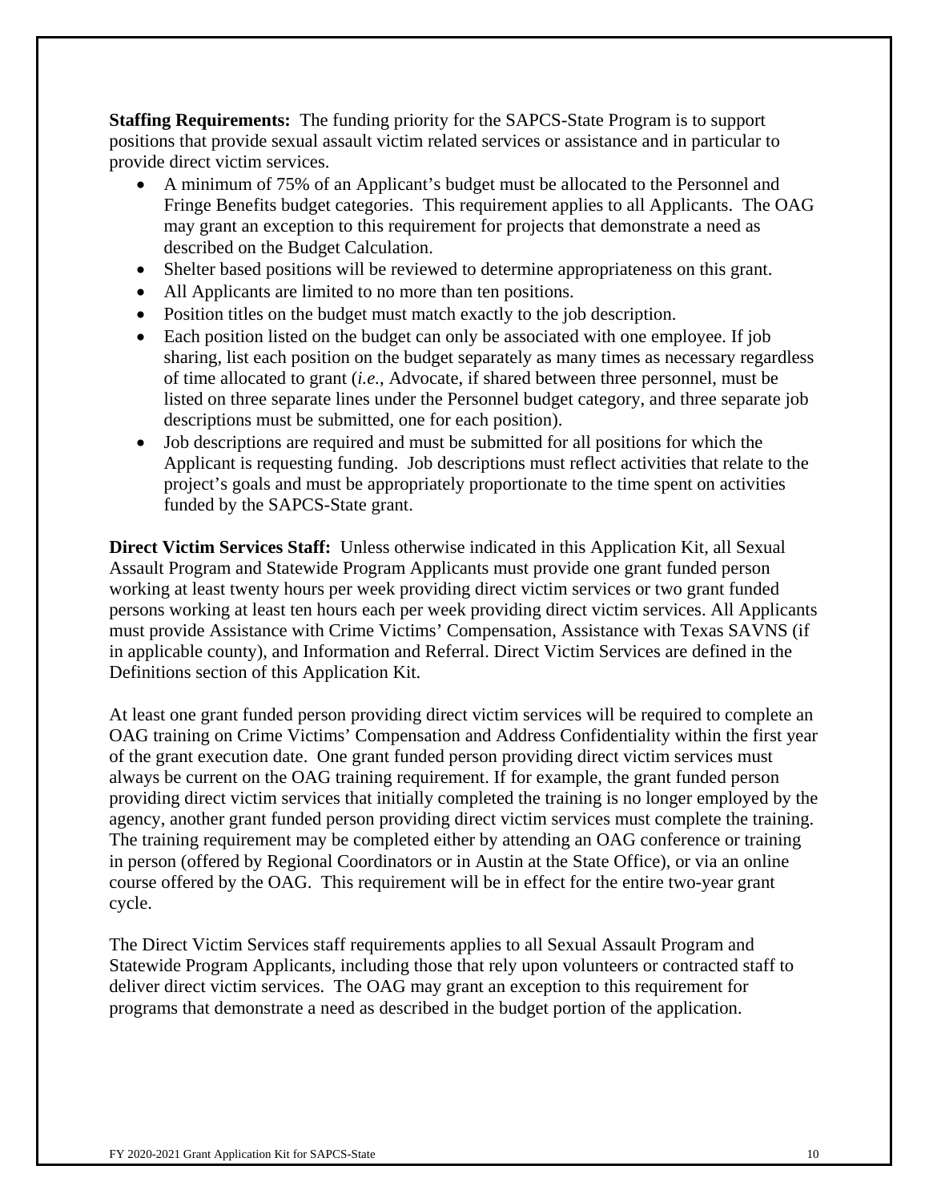**Staffing Requirements:** The funding priority for the SAPCS-State Program is to support positions that provide sexual assault victim related services or assistance and in particular to provide direct victim services.

- A minimum of 75% of an Applicant's budget must be allocated to the Personnel and Fringe Benefits budget categories. This requirement applies to all Applicants. The OAG may grant an exception to this requirement for projects that demonstrate a need as described on the Budget Calculation.
- Shelter based positions will be reviewed to determine appropriateness on this grant.
- All Applicants are limited to no more than ten positions.
- Position titles on the budget must match exactly to the job description.
- Each position listed on the budget can only be associated with one employee. If job sharing, list each position on the budget separately as many times as necessary regardless of time allocated to grant (*i.e.*, Advocate, if shared between three personnel, must be listed on three separate lines under the Personnel budget category, and three separate job descriptions must be submitted, one for each position).
- Job descriptions are required and must be submitted for all positions for which the Applicant is requesting funding. Job descriptions must reflect activities that relate to the project's goals and must be appropriately proportionate to the time spent on activities funded by the SAPCS-State grant.

**Direct Victim Services Staff:** Unless otherwise indicated in this Application Kit, all Sexual Assault Program and Statewide Program Applicants must provide one grant funded person working at least twenty hours per week providing direct victim services or two grant funded persons working at least ten hours each per week providing direct victim services. All Applicants must provide Assistance with Crime Victims' Compensation, Assistance with Texas SAVNS (if in applicable county), and Information and Referral. Direct Victim Services are defined in the Definitions section of this Application Kit.

At least one grant funded person providing direct victim services will be required to complete an OAG training on Crime Victims' Compensation and Address Confidentiality within the first year of the grant execution date. One grant funded person providing direct victim services must always be current on the OAG training requirement. If for example, the grant funded person providing direct victim services that initially completed the training is no longer employed by the agency, another grant funded person providing direct victim services must complete the training. The training requirement may be completed either by attending an OAG conference or training in person (offered by Regional Coordinators or in Austin at the State Office), or via an online course offered by the OAG. This requirement will be in effect for the entire two-year grant cycle.

The Direct Victim Services staff requirements applies to all Sexual Assault Program and Statewide Program Applicants, including those that rely upon volunteers or contracted staff to deliver direct victim services. The OAG may grant an exception to this requirement for programs that demonstrate a need as described in the budget portion of the application.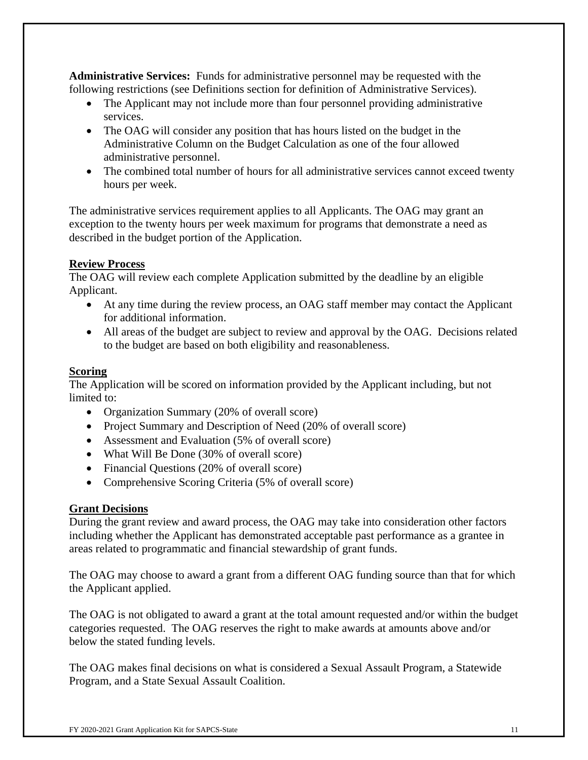**Administrative Services:** Funds for administrative personnel may be requested with the following restrictions (see Definitions section for definition of Administrative Services).

- The Applicant may not include more than four personnel providing administrative services.
- The OAG will consider any position that has hours listed on the budget in the Administrative Column on the Budget Calculation as one of the four allowed administrative personnel.
- The combined total number of hours for all administrative services cannot exceed twenty hours per week.

The administrative services requirement applies to all Applicants. The OAG may grant an exception to the twenty hours per week maximum for programs that demonstrate a need as described in the budget portion of the Application.

## Review Process

The OAG will review each complete Application submitted by the deadline by an eligible Applicant.

- At any time during the review process, an OAG staff member may contact the Applicant for additional information.
- All areas of the budget are subject to review and approval by the OAG. Decisions related to the budget are based on both eligibility and reasonableness.

## Scoring

The Application will be scored on information provided by the Applicant including, but not limited to:

- Organization Summary (20% of overall score)
- Project Summary and Description of Need (20% of overall score)
- Assessment and Evaluation (5% of overall score)
- What Will Be Done (30% of overall score)
- Financial Questions (20% of overall score)
- Comprehensive Scoring Criteria (5% of overall score)

## Grant Decisions

During the grant review and award process, the OAG may take into consideration other factors including whether the Applicant has demonstrated acceptable past performance as a grantee in areas related to programmatic and financial stewardship of grant funds.

The OAG may choose to award a grant from a different OAG funding source than that for which the Applicant applied.

The OAG is not obligated to award a grant at the total amount requested and/or within the budget categories requested. The OAG reserves the right to make awards at amounts above and/or below the stated funding levels.

The OAG makes final decisions on what is considered a Sexual Assault Program, a Statewide Program, and a State Sexual Assault Coalition.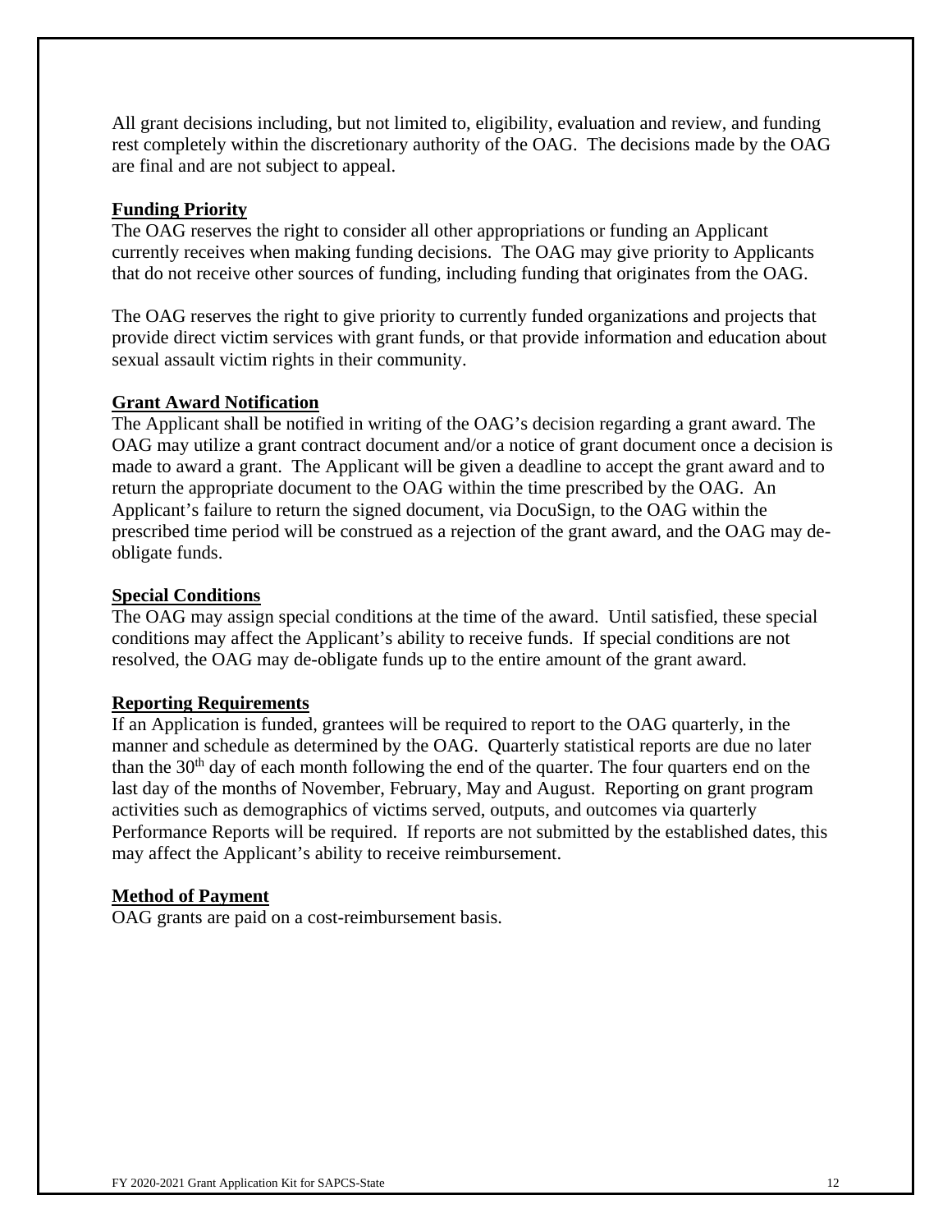All grant decisions including, but not limited to, eligibility, evaluation and review, and funding rest completely within the discretionary authority of the OAG. The decisions made by the OAG are final and are not subject to appeal.

**Funding Priority**

The OAG reserves the right to consider all other appropriations or funding an Applicant currently receives when making funding decisions. The OAG may give priority to Applicants that do not receive other sources of funding, including funding that originates from the OAG.

The OAG reserves the right to give priority to currently funded organizations and projects that provide direct victim services with grant funds, or that provide information and education about sexual assault victim rights in their community.

**Grant Award Notification**

The Applicant shall be notified in writing of the OAG's decision regarding a grant award. The OAG may utilize a grant contract document and/or a notice of grant document once a decision is made to award a grant. The Applicant will be given a deadline to accept the grant award and to return the appropriate document to the OAG within the time prescribed by the OAG. An Applicant's failure to return the signed document, via DocuSign, to the OAG within the prescribed time period will be construed as a rejection of the grant award, and the OAG may de-obligate funds.

**Special Conditions**

The OAG may assign special conditions at the time of the award. Until satisfied, these special conditions may affect the Applicant's ability to receive funds. If special conditions are not resolved, the OAG may de-obligate funds up to the entire amount of the grant award.

**Reporting Requirements**

If an Application is funded, grantees will be required to report to the OAG quarterly, in the manner and schedule as determined by the OAG. Quarterly statistical reports are due no later than the 30th day of each month following the end of the quarter. The four quarters end on the last day of the months of November, February, May and August. Reporting on grant program activities such as demographics of victims served, outputs, and outcomes via quarterly Performance Reports will be required. If reports are not submitted by the established dates, this may affect the Applicant's ability to receive reimbursement.

**Method of Payment**

OAG grants are paid on a cost-reimbursement basis.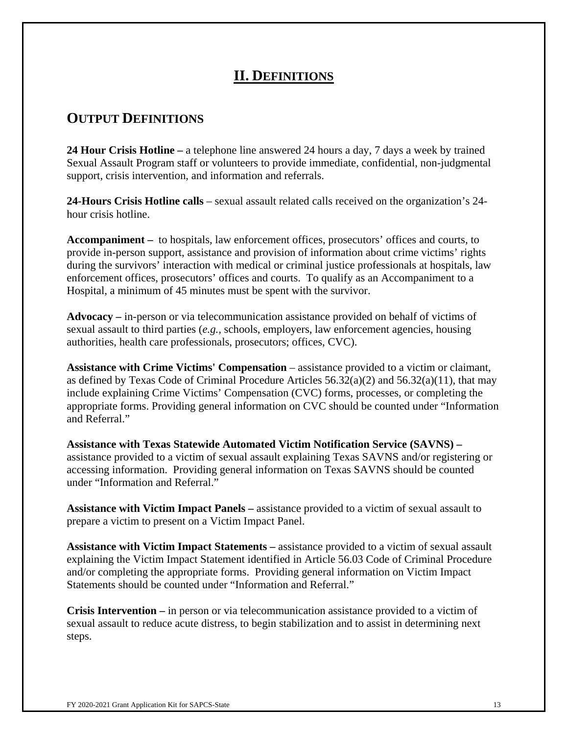# II. Definitions

## Output Definitions

**24 Hour Crisis Hotline –** a telephone line answered 24 hours a day, 7 days a week by trained Sexual Assault Program staff or volunteers to provide immediate, confidential, non-judgmental support, crisis intervention, and information and referrals.

**24-Hours Crisis Hotline calls** – sexual assault related calls received on the organization's 24-hour crisis hotline.

**Accompaniment –** to hospitals, law enforcement offices, prosecutors' offices and courts, to provide in-person support, assistance and provision of information about crime victims' rights during the survivors' interaction with medical or criminal justice professionals at hospitals, law enforcement offices, prosecutors' offices and courts. To qualify as an Accompaniment to a Hospital, a minimum of 45 minutes must be spent with the survivor.

**Advocacy –** in-person or via telecommunication assistance provided on behalf of victims of sexual assault to third parties (*e.g.*, schools, employers, law enforcement agencies, housing authorities, health care professionals, prosecutors; offices, CVC).

**Assistance with Crime Victims' Compensation** – assistance provided to a victim or claimant, as defined by Texas Code of Criminal Procedure Articles 56.32(a)(2) and 56.32(a)(11), that may include explaining Crime Victims' Compensation (CVC) forms, processes, or completing the appropriate forms. Providing general information on CVC should be counted under "Information and Referral."

**Assistance with Texas Statewide Automated Victim Notification Service (SAVNS) –** assistance provided to a victim of sexual assault explaining Texas SAVNS and/or registering or accessing information. Providing general information on Texas SAVNS should be counted under "Information and Referral."

**Assistance with Victim Impact Panels –** assistance provided to a victim of sexual assault to prepare a victim to present on a Victim Impact Panel.

**Assistance with Victim Impact Statements –** assistance provided to a victim of sexual assault explaining the Victim Impact Statement identified in Article 56.03 Code of Criminal Procedure and/or completing the appropriate forms. Providing general information on Victim Impact Statements should be counted under "Information and Referral."

**Crisis Intervention –** in person or via telecommunication assistance provided to a victim of sexual assault to reduce acute distress, to begin stabilization and to assist in determining next steps.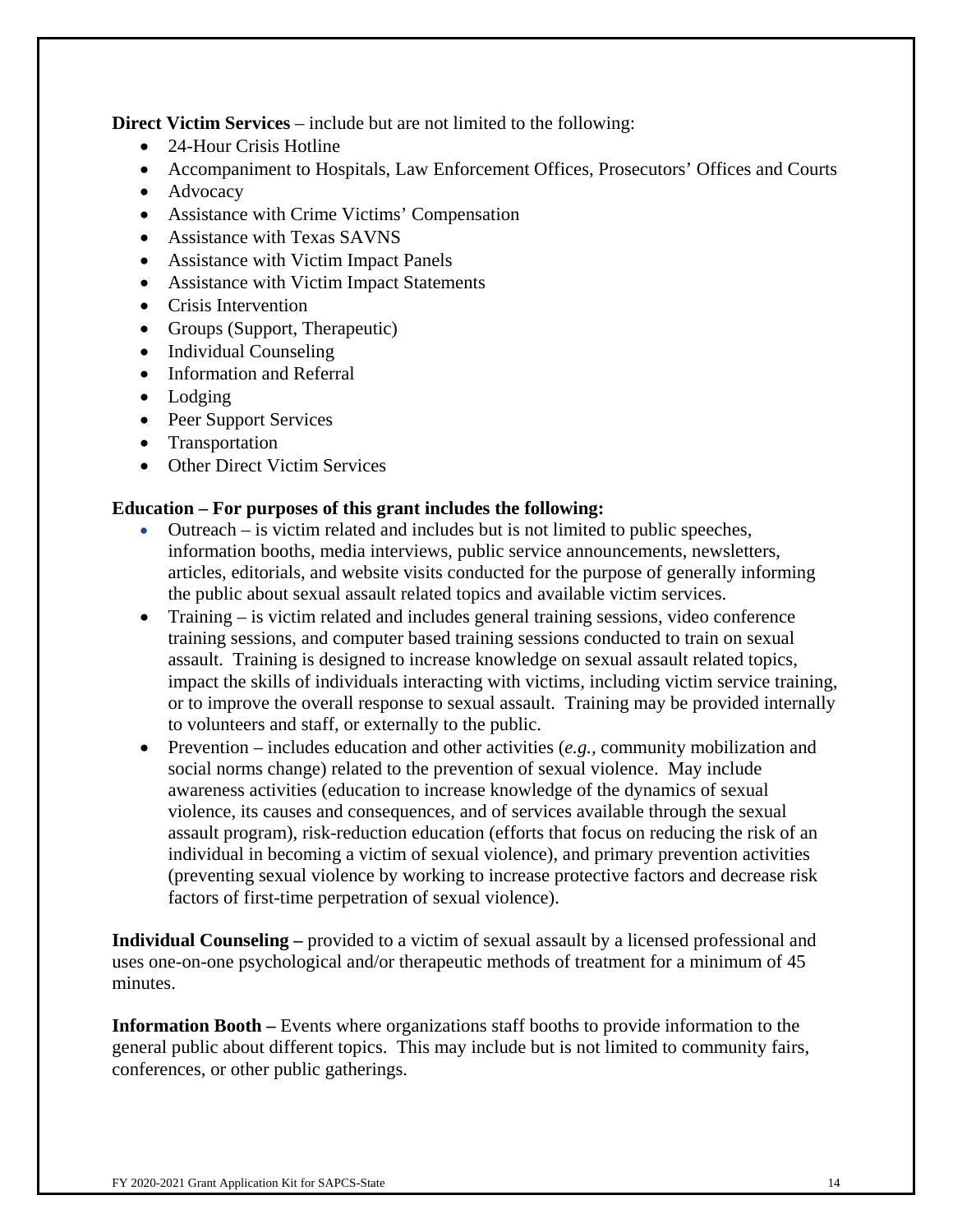**Direct Victim Services** – include but are not limited to the following:

- 24-Hour Crisis Hotline
- Accompaniment to Hospitals, Law Enforcement Offices, Prosecutors' Offices and Courts
- Advocacy
- Assistance with Crime Victims' Compensation
- Assistance with Texas SAVNS
- Assistance with Victim Impact Panels
- Assistance with Victim Impact Statements
- Crisis Intervention
- Groups (Support, Therapeutic)
- Individual Counseling
- Information and Referral
- Lodging
- Peer Support Services
- Transportation
- Other Direct Victim Services

**Education – For purposes of this grant includes the following:**

- Outreach – is victim related and includes but is not limited to public speeches, information booths, media interviews, public service announcements, newsletters, articles, editorials, and website visits conducted for the purpose of generally informing the public about sexual assault related topics and available victim services.
- Training – is victim related and includes general training sessions, video conference training sessions, and computer based training sessions conducted to train on sexual assault. Training is designed to increase knowledge on sexual assault related topics, impact the skills of individuals interacting with victims, including victim service training, or to improve the overall response to sexual assault. Training may be provided internally to volunteers and staff, or externally to the public.
- Prevention – includes education and other activities (*e.g.,* community mobilization and social norms change) related to the prevention of sexual violence. May include awareness activities (education to increase knowledge of the dynamics of sexual violence, its causes and consequences, and of services available through the sexual assault program), risk-reduction education (efforts that focus on reducing the risk of an individual in becoming a victim of sexual violence), and primary prevention activities (preventing sexual violence by working to increase protective factors and decrease risk factors of first-time perpetration of sexual violence).

**Individual Counseling –** provided to a victim of sexual assault by a licensed professional and uses one-on-one psychological and/or therapeutic methods of treatment for a minimum of 45 minutes.

**Information Booth –** Events where organizations staff booths to provide information to the general public about different topics. This may include but is not limited to community fairs, conferences, or other public gatherings.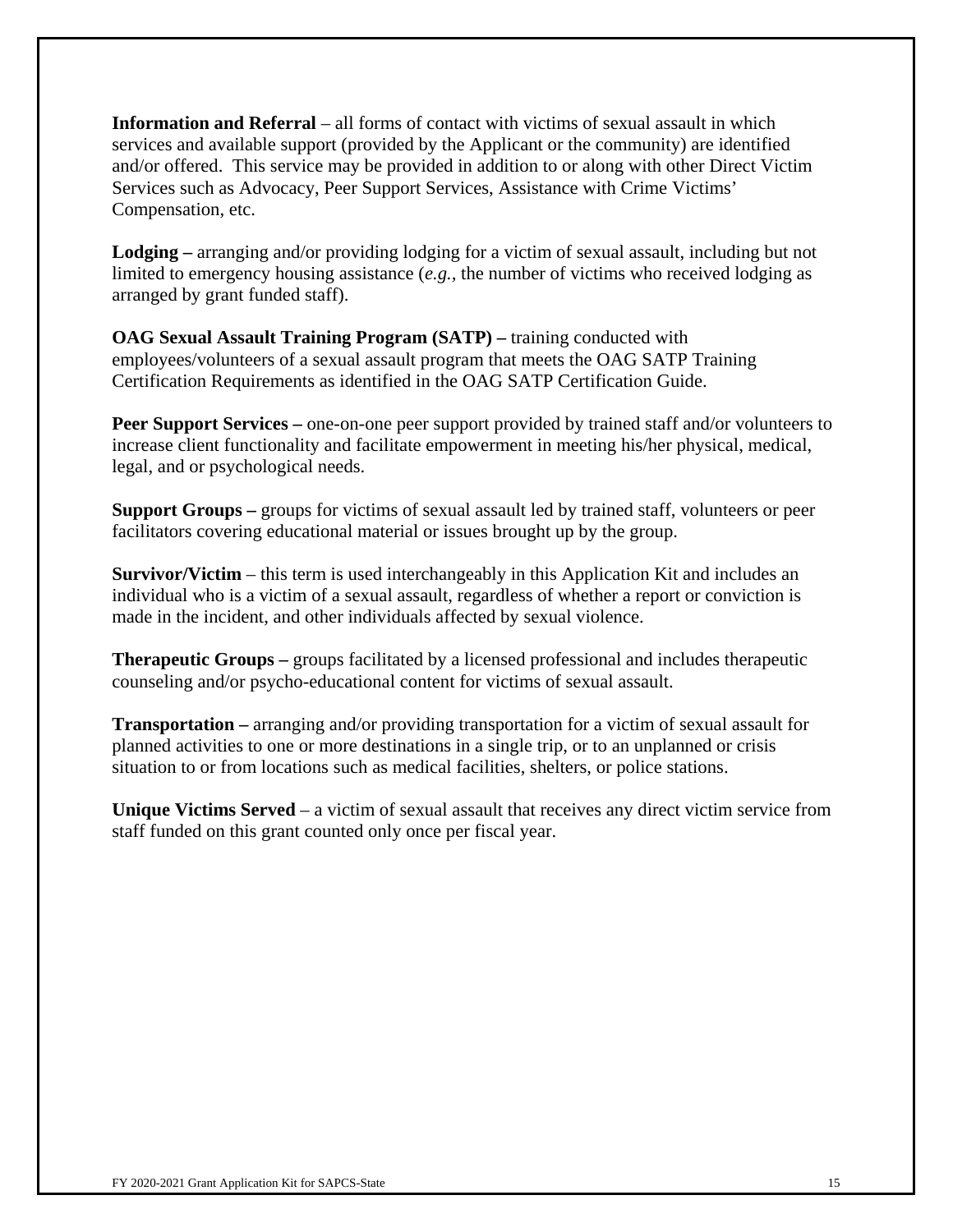**Information and Referral** – all forms of contact with victims of sexual assault in which services and available support (provided by the Applicant or the community) are identified and/or offered. This service may be provided in addition to or along with other Direct Victim Services such as Advocacy, Peer Support Services, Assistance with Crime Victims' Compensation, etc.

**Lodging –** arranging and/or providing lodging for a victim of sexual assault, including but not limited to emergency housing assistance (*e.g.*, the number of victims who received lodging as arranged by grant funded staff).

**OAG Sexual Assault Training Program (SATP) –** training conducted with employees/volunteers of a sexual assault program that meets the OAG SATP Training Certification Requirements as identified in the OAG SATP Certification Guide.

**Peer Support Services –** one-on-one peer support provided by trained staff and/or volunteers to increase client functionality and facilitate empowerment in meeting his/her physical, medical, legal, and or psychological needs.

**Support Groups –** groups for victims of sexual assault led by trained staff, volunteers or peer facilitators covering educational material or issues brought up by the group.

**Survivor/Victim** – this term is used interchangeably in this Application Kit and includes an individual who is a victim of a sexual assault, regardless of whether a report or conviction is made in the incident, and other individuals affected by sexual violence.

**Therapeutic Groups –** groups facilitated by a licensed professional and includes therapeutic counseling and/or psycho-educational content for victims of sexual assault.

**Transportation –** arranging and/or providing transportation for a victim of sexual assault for planned activities to one or more destinations in a single trip, or to an unplanned or crisis situation to or from locations such as medical facilities, shelters, or police stations.

**Unique Victims Served** – a victim of sexual assault that receives any direct victim service from staff funded on this grant counted only once per fiscal year.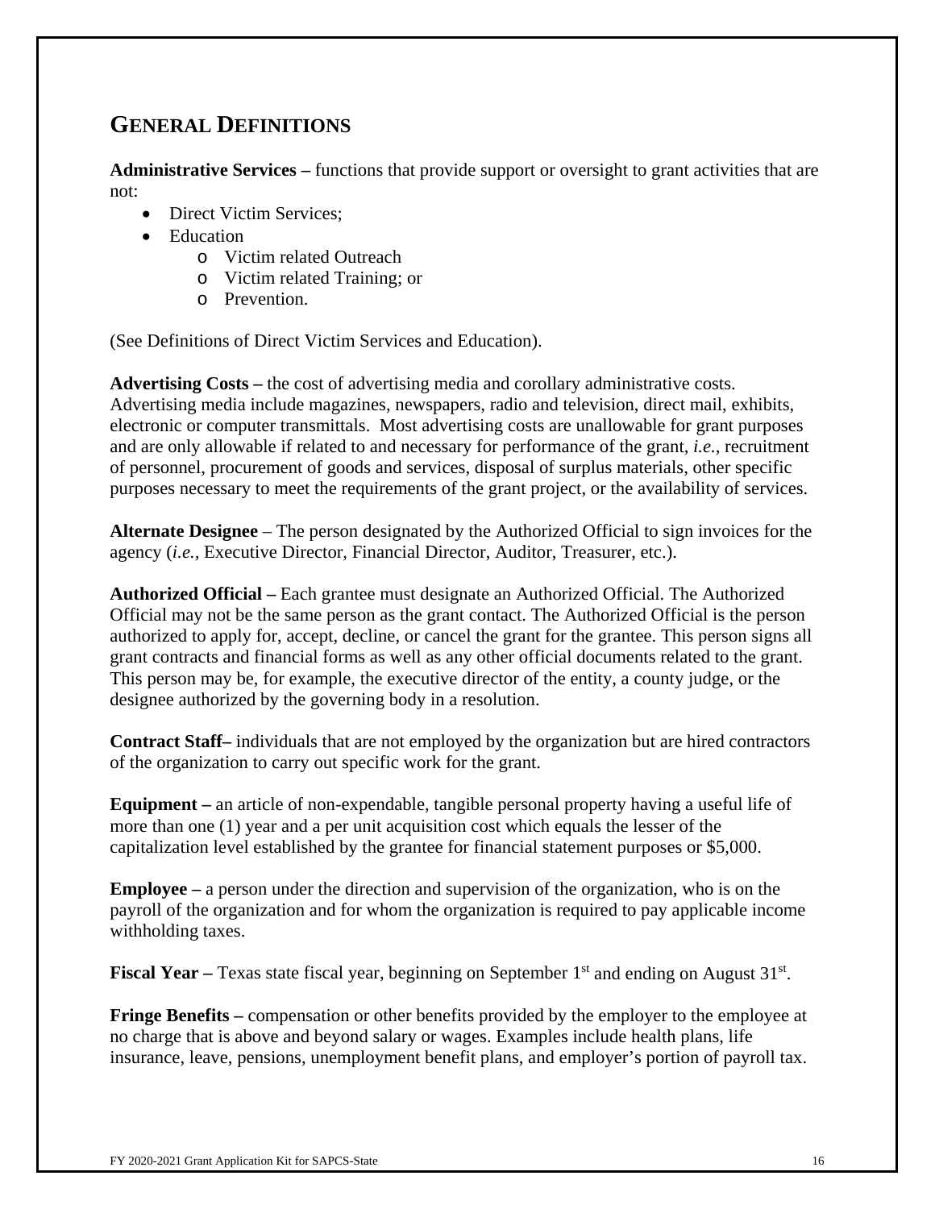## GENERAL DEFINITIONS

**Administrative Services –** functions that provide support or oversight to grant activities that are not:

- Direct Victim Services;
- Education
  - Victim related Outreach
  - Victim related Training; or
  - Prevention.

(See Definitions of Direct Victim Services and Education).

**Advertising Costs –** the cost of advertising media and corollary administrative costs. Advertising media include magazines, newspapers, radio and television, direct mail, exhibits, electronic or computer transmittals. Most advertising costs are unallowable for grant purposes and are only allowable if related to and necessary for performance of the grant, *i.e.,* recruitment of personnel, procurement of goods and services, disposal of surplus materials, other specific purposes necessary to meet the requirements of the grant project, or the availability of services.

**Alternate Designee** – The person designated by the Authorized Official to sign invoices for the agency (*i.e.,* Executive Director, Financial Director, Auditor, Treasurer, etc.).

**Authorized Official –** Each grantee must designate an Authorized Official. The Authorized Official may not be the same person as the grant contact. The Authorized Official is the person authorized to apply for, accept, decline, or cancel the grant for the grantee. This person signs all grant contracts and financial forms as well as any other official documents related to the grant. This person may be, for example, the executive director of the entity, a county judge, or the designee authorized by the governing body in a resolution.

**Contract Staff–** individuals that are not employed by the organization but are hired contractors of the organization to carry out specific work for the grant.

**Equipment –** an article of non-expendable, tangible personal property having a useful life of more than one (1) year and a per unit acquisition cost which equals the lesser of the capitalization level established by the grantee for financial statement purposes or $5,000.

**Employee –** a person under the direction and supervision of the organization, who is on the payroll of the organization and for whom the organization is required to pay applicable income withholding taxes.

**Fiscal Year –** Texas state fiscal year, beginning on September 1st and ending on August 31st.

**Fringe Benefits –** compensation or other benefits provided by the employer to the employee at no charge that is above and beyond salary or wages. Examples include health plans, life insurance, leave, pensions, unemployment benefit plans, and employer's portion of payroll tax.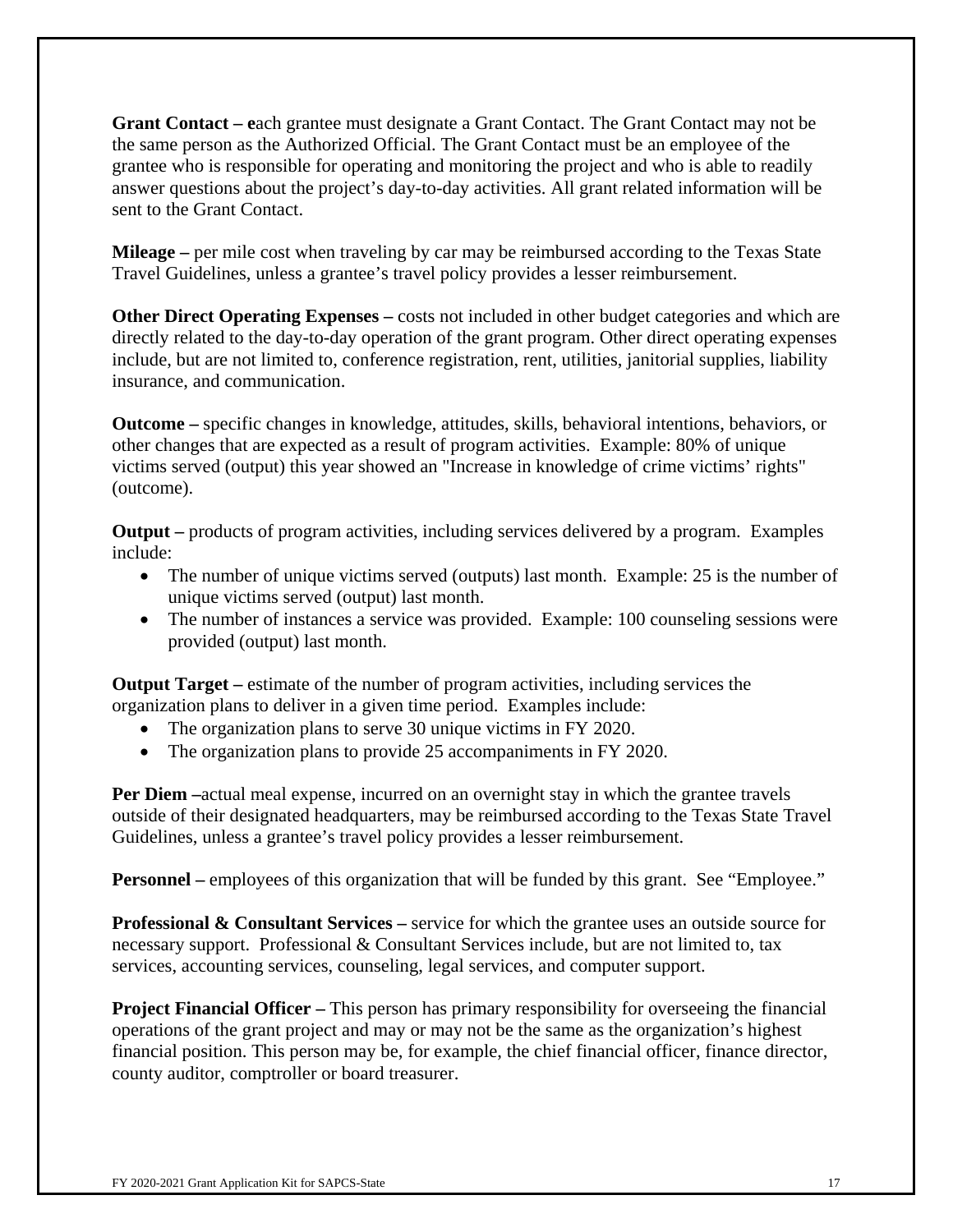**Grant Contact –** each grantee must designate a Grant Contact. The Grant Contact may not be the same person as the Authorized Official. The Grant Contact must be an employee of the grantee who is responsible for operating and monitoring the project and who is able to readily answer questions about the project's day-to-day activities. All grant related information will be sent to the Grant Contact.

**Mileage –** per mile cost when traveling by car may be reimbursed according to the Texas State Travel Guidelines, unless a grantee's travel policy provides a lesser reimbursement.

**Other Direct Operating Expenses –** costs not included in other budget categories and which are directly related to the day-to-day operation of the grant program. Other direct operating expenses include, but are not limited to, conference registration, rent, utilities, janitorial supplies, liability insurance, and communication.

**Outcome –** specific changes in knowledge, attitudes, skills, behavioral intentions, behaviors, or other changes that are expected as a result of program activities. Example: 80% of unique victims served (output) this year showed an "Increase in knowledge of crime victims' rights" (outcome).

**Output –** products of program activities, including services delivered by a program. Examples include:

- The number of unique victims served (outputs) last month. Example: 25 is the number of unique victims served (output) last month.
- The number of instances a service was provided. Example: 100 counseling sessions were provided (output) last month.

**Output Target –** estimate of the number of program activities, including services the organization plans to deliver in a given time period. Examples include:

- The organization plans to serve 30 unique victims in FY 2020.
- The organization plans to provide 25 accompaniments in FY 2020.

**Per Diem –**actual meal expense, incurred on an overnight stay in which the grantee travels outside of their designated headquarters, may be reimbursed according to the Texas State Travel Guidelines, unless a grantee's travel policy provides a lesser reimbursement.

**Personnel –** employees of this organization that will be funded by this grant. See "Employee."

**Professional & Consultant Services –** service for which the grantee uses an outside source for necessary support. Professional & Consultant Services include, but are not limited to, tax services, accounting services, counseling, legal services, and computer support.

**Project Financial Officer –** This person has primary responsibility for overseeing the financial operations of the grant project and may or may not be the same as the organization's highest financial position. This person may be, for example, the chief financial officer, finance director, county auditor, comptroller or board treasurer.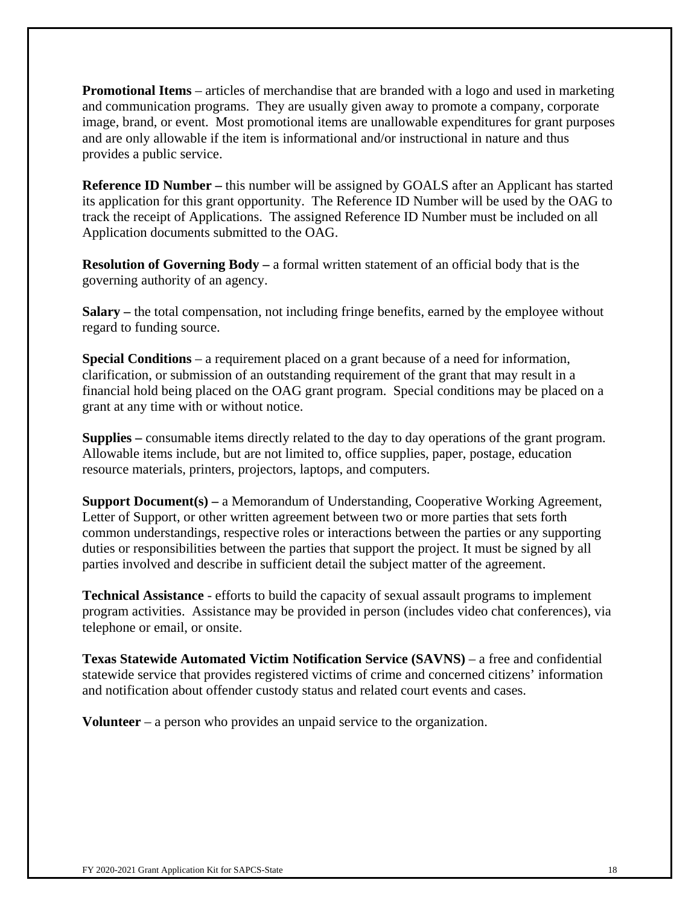**Promotional Items** – articles of merchandise that are branded with a logo and used in marketing and communication programs. They are usually given away to promote a company, corporate image, brand, or event. Most promotional items are unallowable expenditures for grant purposes and are only allowable if the item is informational and/or instructional in nature and thus provides a public service.

**Reference ID Number –** this number will be assigned by GOALS after an Applicant has started its application for this grant opportunity. The Reference ID Number will be used by the OAG to track the receipt of Applications. The assigned Reference ID Number must be included on all Application documents submitted to the OAG.

**Resolution of Governing Body –** a formal written statement of an official body that is the governing authority of an agency.

**Salary –** the total compensation, not including fringe benefits, earned by the employee without regard to funding source.

**Special Conditions** – a requirement placed on a grant because of a need for information, clarification, or submission of an outstanding requirement of the grant that may result in a financial hold being placed on the OAG grant program. Special conditions may be placed on a grant at any time with or without notice.

**Supplies –** consumable items directly related to the day to day operations of the grant program. Allowable items include, but are not limited to, office supplies, paper, postage, education resource materials, printers, projectors, laptops, and computers.

**Support Document(s) –** a Memorandum of Understanding, Cooperative Working Agreement, Letter of Support, or other written agreement between two or more parties that sets forth common understandings, respective roles or interactions between the parties or any supporting duties or responsibilities between the parties that support the project. It must be signed by all parties involved and describe in sufficient detail the subject matter of the agreement.

**Technical Assistance** - efforts to build the capacity of sexual assault programs to implement program activities. Assistance may be provided in person (includes video chat conferences), via telephone or email, or onsite.

**Texas Statewide Automated Victim Notification Service (SAVNS)** – a free and confidential statewide service that provides registered victims of crime and concerned citizens' information and notification about offender custody status and related court events and cases.

**Volunteer** – a person who provides an unpaid service to the organization.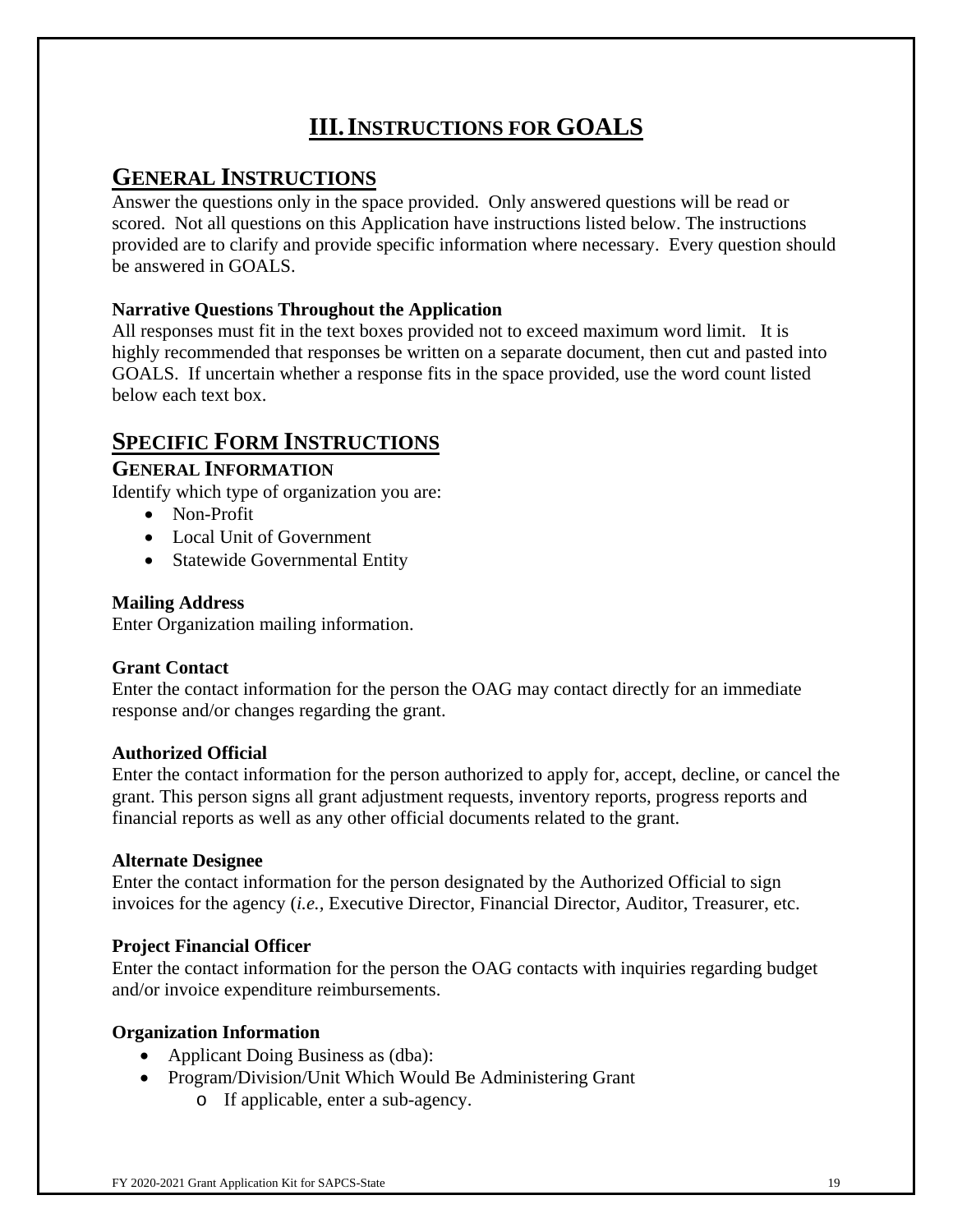# III. INSTRUCTIONS FOR GOALS

## GENERAL INSTRUCTIONS

Answer the questions only in the space provided. Only answered questions will be read or scored. Not all questions on this Application have instructions listed below. The instructions provided are to clarify and provide specific information where necessary. Every question should be answered in GOALS.

**Narrative Questions Throughout the Application**

All responses must fit in the text boxes provided not to exceed maximum word limit. It is highly recommended that responses be written on a separate document, then cut and pasted into GOALS. If uncertain whether a response fits in the space provided, use the word count listed below each text box.

## SPECIFIC FORM INSTRUCTIONS

### GENERAL INFORMATION

Identify which type of organization you are:

- Non-Profit
- Local Unit of Government
- Statewide Governmental Entity

**Mailing Address**

Enter Organization mailing information.

**Grant Contact**

Enter the contact information for the person the OAG may contact directly for an immediate response and/or changes regarding the grant.

**Authorized Official**

Enter the contact information for the person authorized to apply for, accept, decline, or cancel the grant. This person signs all grant adjustment requests, inventory reports, progress reports and financial reports as well as any other official documents related to the grant.

**Alternate Designee**

Enter the contact information for the person designated by the Authorized Official to sign invoices for the agency (*i.e.*, Executive Director, Financial Director, Auditor, Treasurer, etc.

**Project Financial Officer**

Enter the contact information for the person the OAG contacts with inquiries regarding budget and/or invoice expenditure reimbursements.

**Organization Information**

- Applicant Doing Business as (dba):
- Program/Division/Unit Which Would Be Administering Grant
  - If applicable, enter a sub-agency.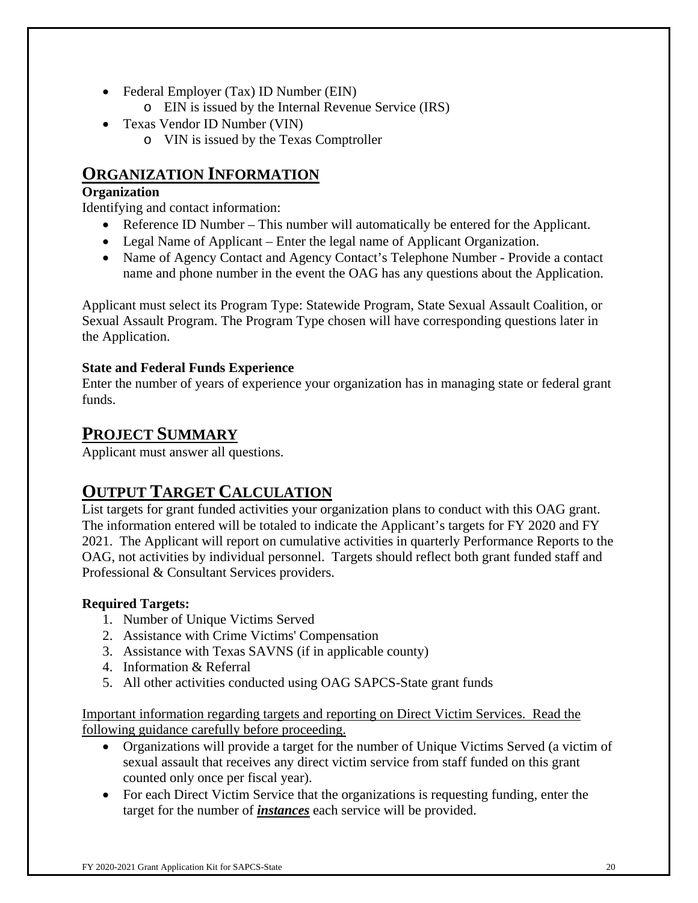- Federal Employer (Tax) ID Number (EIN)
    - EIN is issued by the Internal Revenue Service (IRS)
- Texas Vendor ID Number (VIN)
    - VIN is issued by the Texas Comptroller

## ORGANIZATION INFORMATION

**Organization**

Identifying and contact information:

- Reference ID Number – This number will automatically be entered for the Applicant.
- Legal Name of Applicant – Enter the legal name of Applicant Organization.
- Name of Agency Contact and Agency Contact's Telephone Number - Provide a contact name and phone number in the event the OAG has any questions about the Application.

Applicant must select its Program Type: Statewide Program, State Sexual Assault Coalition, or Sexual Assault Program. The Program Type chosen will have corresponding questions later in the Application.

**State and Federal Funds Experience**

Enter the number of years of experience your organization has in managing state or federal grant funds.

## PROJECT SUMMARY

Applicant must answer all questions.

## OUTPUT TARGET CALCULATION

List targets for grant funded activities your organization plans to conduct with this OAG grant. The information entered will be totaled to indicate the Applicant's targets for FY 2020 and FY 2021. The Applicant will report on cumulative activities in quarterly Performance Reports to the OAG, not activities by individual personnel. Targets should reflect both grant funded staff and Professional & Consultant Services providers.

**Required Targets:**

1. Number of Unique Victims Served
2. Assistance with Crime Victims' Compensation
3. Assistance with Texas SAVNS (if in applicable county)
4. Information & Referral
5. All other activities conducted using OAG SAPCS-State grant funds

<u>Important information regarding targets and reporting on Direct Victim Services. Read the following guidance carefully before proceeding.</u>

- Organizations will provide a target for the number of Unique Victims Served (a victim of sexual assault that receives any direct victim service from staff funded on this grant counted only once per fiscal year).
- For each Direct Victim Service that the organizations is requesting funding, enter the target for the number of ***<u>instances</u>*** each service will be provided.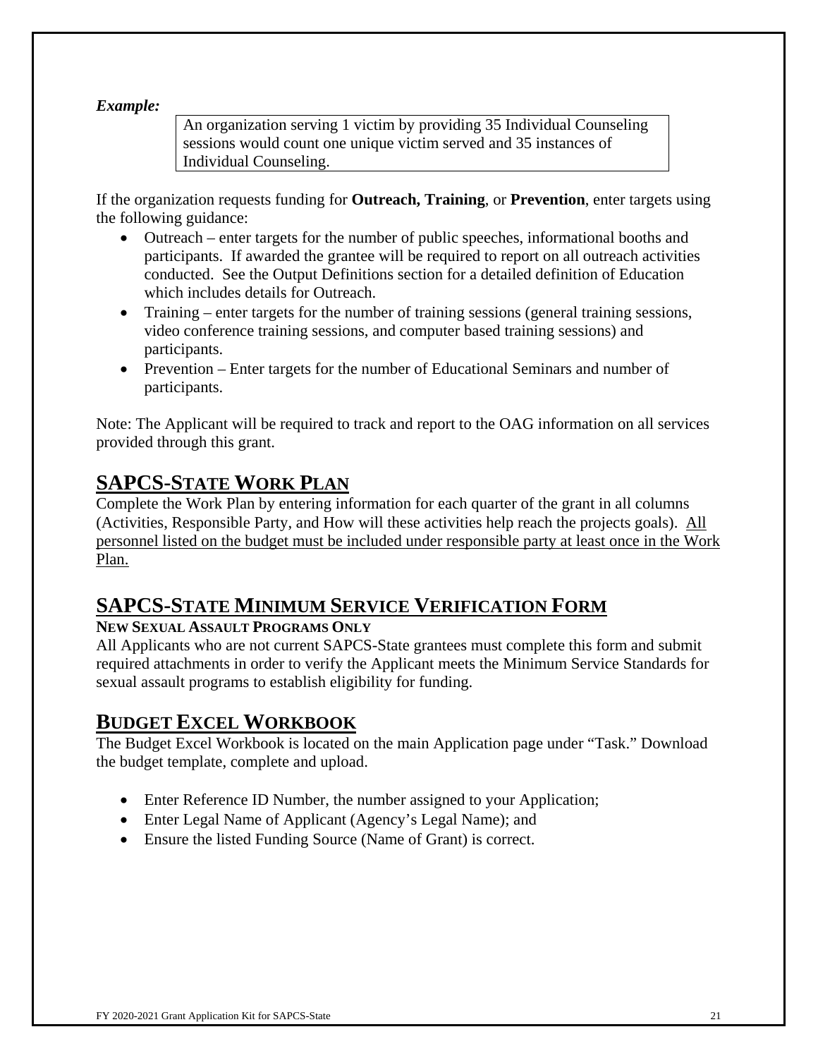***Example:***

> An organization serving 1 victim by providing 35 Individual Counseling sessions would count one unique victim served and 35 instances of Individual Counseling.

If the organization requests funding for **Outreach, Training**, or **Prevention**, enter targets using the following guidance:

- Outreach – enter targets for the number of public speeches, informational booths and participants. If awarded the grantee will be required to report on all outreach activities conducted. See the Output Definitions section for a detailed definition of Education which includes details for Outreach.
- Training – enter targets for the number of training sessions (general training sessions, video conference training sessions, and computer based training sessions) and participants.
- Prevention – Enter targets for the number of Educational Seminars and number of participants.

Note: The Applicant will be required to track and report to the OAG information on all services provided through this grant.

## SAPCS-STATE WORK PLAN

Complete the Work Plan by entering information for each quarter of the grant in all columns (Activities, Responsible Party, and How will these activities help reach the projects goals). <u>All personnel listed on the budget must be included under responsible party at least once in the Work Plan.</u>

## SAPCS-STATE MINIMUM SERVICE VERIFICATION FORM

**NEW SEXUAL ASSAULT PROGRAMS ONLY**

All Applicants who are not current SAPCS-State grantees must complete this form and submit required attachments in order to verify the Applicant meets the Minimum Service Standards for sexual assault programs to establish eligibility for funding.

## BUDGET EXCEL WORKBOOK

The Budget Excel Workbook is located on the main Application page under "Task." Download the budget template, complete and upload.

- Enter Reference ID Number, the number assigned to your Application;
- Enter Legal Name of Applicant (Agency's Legal Name); and
- Ensure the listed Funding Source (Name of Grant) is correct.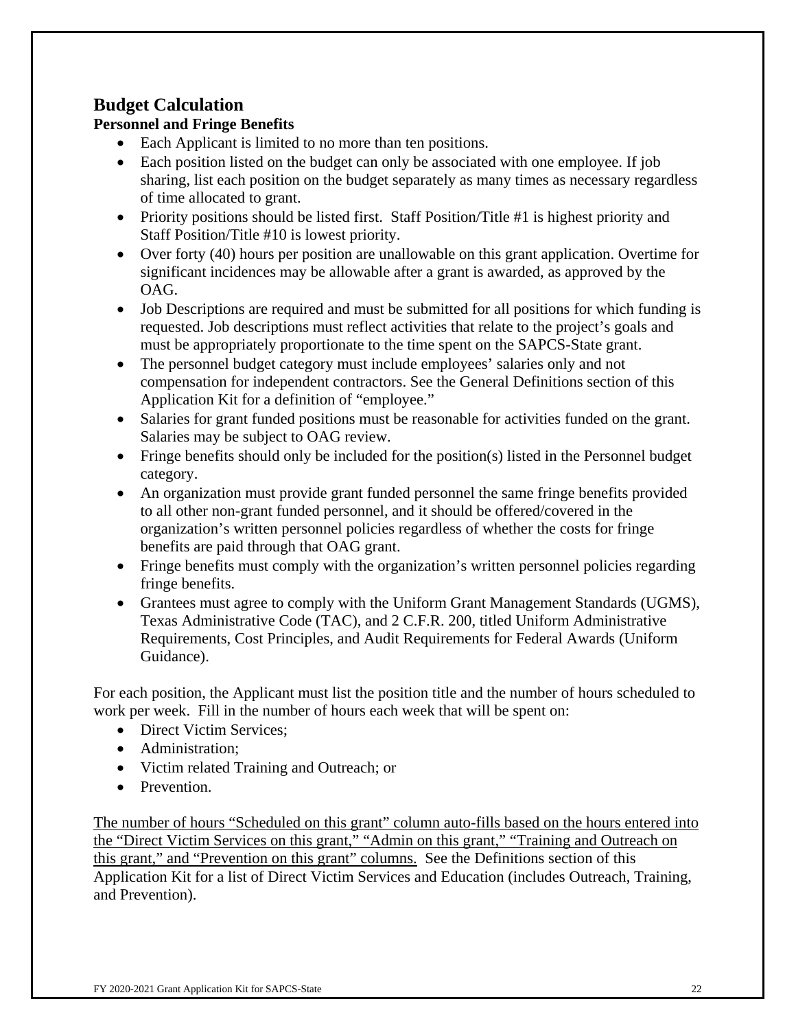## Budget Calculation

### Personnel and Fringe Benefits

- Each Applicant is limited to no more than ten positions.
- Each position listed on the budget can only be associated with one employee. If job sharing, list each position on the budget separately as many times as necessary regardless of time allocated to grant.
- Priority positions should be listed first. Staff Position/Title #1 is highest priority and Staff Position/Title #10 is lowest priority.
- Over forty (40) hours per position are unallowable on this grant application. Overtime for significant incidences may be allowable after a grant is awarded, as approved by the OAG.
- Job Descriptions are required and must be submitted for all positions for which funding is requested. Job descriptions must reflect activities that relate to the project's goals and must be appropriately proportionate to the time spent on the SAPCS-State grant.
- The personnel budget category must include employees' salaries only and not compensation for independent contractors. See the General Definitions section of this Application Kit for a definition of "employee."
- Salaries for grant funded positions must be reasonable for activities funded on the grant. Salaries may be subject to OAG review.
- Fringe benefits should only be included for the position(s) listed in the Personnel budget category.
- An organization must provide grant funded personnel the same fringe benefits provided to all other non-grant funded personnel, and it should be offered/covered in the organization's written personnel policies regardless of whether the costs for fringe benefits are paid through that OAG grant.
- Fringe benefits must comply with the organization's written personnel policies regarding fringe benefits.
- Grantees must agree to comply with the Uniform Grant Management Standards (UGMS), Texas Administrative Code (TAC), and 2 C.F.R. 200, titled Uniform Administrative Requirements, Cost Principles, and Audit Requirements for Federal Awards (Uniform Guidance).

For each position, the Applicant must list the position title and the number of hours scheduled to work per week. Fill in the number of hours each week that will be spent on:

- Direct Victim Services;
- Administration;
- Victim related Training and Outreach; or
- Prevention.

<u>The number of hours "Scheduled on this grant" column auto-fills based on the hours entered into the "Direct Victim Services on this grant," "Admin on this grant," "Training and Outreach on this grant," and "Prevention on this grant" columns.</u> See the Definitions section of this Application Kit for a list of Direct Victim Services and Education (includes Outreach, Training, and Prevention).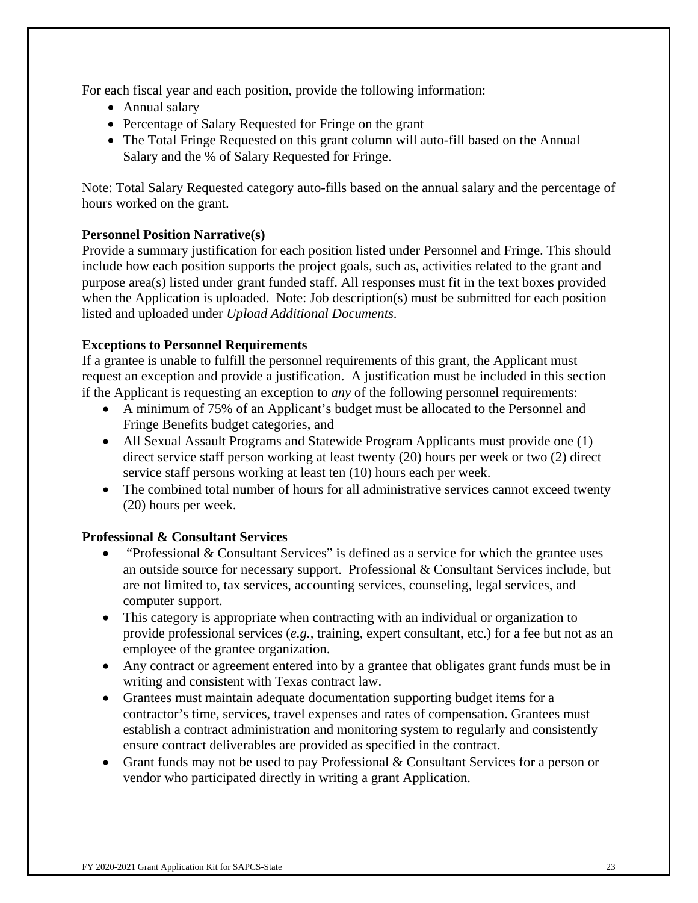For each fiscal year and each position, provide the following information:

- Annual salary
- Percentage of Salary Requested for Fringe on the grant
- The Total Fringe Requested on this grant column will auto-fill based on the Annual Salary and the % of Salary Requested for Fringe.

Note: Total Salary Requested category auto-fills based on the annual salary and the percentage of hours worked on the grant.

**Personnel Position Narrative(s)**

Provide a summary justification for each position listed under Personnel and Fringe. This should include how each position supports the project goals, such as, activities related to the grant and purpose area(s) listed under grant funded staff. All responses must fit in the text boxes provided when the Application is uploaded. Note: Job description(s) must be submitted for each position listed and uploaded under *Upload Additional Documents*.

**Exceptions to Personnel Requirements**

If a grantee is unable to fulfill the personnel requirements of this grant, the Applicant must request an exception and provide a justification. A justification must be included in this section if the Applicant is requesting an exception to ***any*** of the following personnel requirements:

- A minimum of 75% of an Applicant's budget must be allocated to the Personnel and Fringe Benefits budget categories, and
- All Sexual Assault Programs and Statewide Program Applicants must provide one (1) direct service staff person working at least twenty (20) hours per week or two (2) direct service staff persons working at least ten (10) hours each per week.
- The combined total number of hours for all administrative services cannot exceed twenty (20) hours per week.

**Professional & Consultant Services**

- "Professional & Consultant Services" is defined as a service for which the grantee uses an outside source for necessary support. Professional & Consultant Services include, but are not limited to, tax services, accounting services, counseling, legal services, and computer support.
- This category is appropriate when contracting with an individual or organization to provide professional services (*e.g.*, training, expert consultant, etc.) for a fee but not as an employee of the grantee organization.
- Any contract or agreement entered into by a grantee that obligates grant funds must be in writing and consistent with Texas contract law.
- Grantees must maintain adequate documentation supporting budget items for a contractor's time, services, travel expenses and rates of compensation. Grantees must establish a contract administration and monitoring system to regularly and consistently ensure contract deliverables are provided as specified in the contract.
- Grant funds may not be used to pay Professional & Consultant Services for a person or vendor who participated directly in writing a grant Application.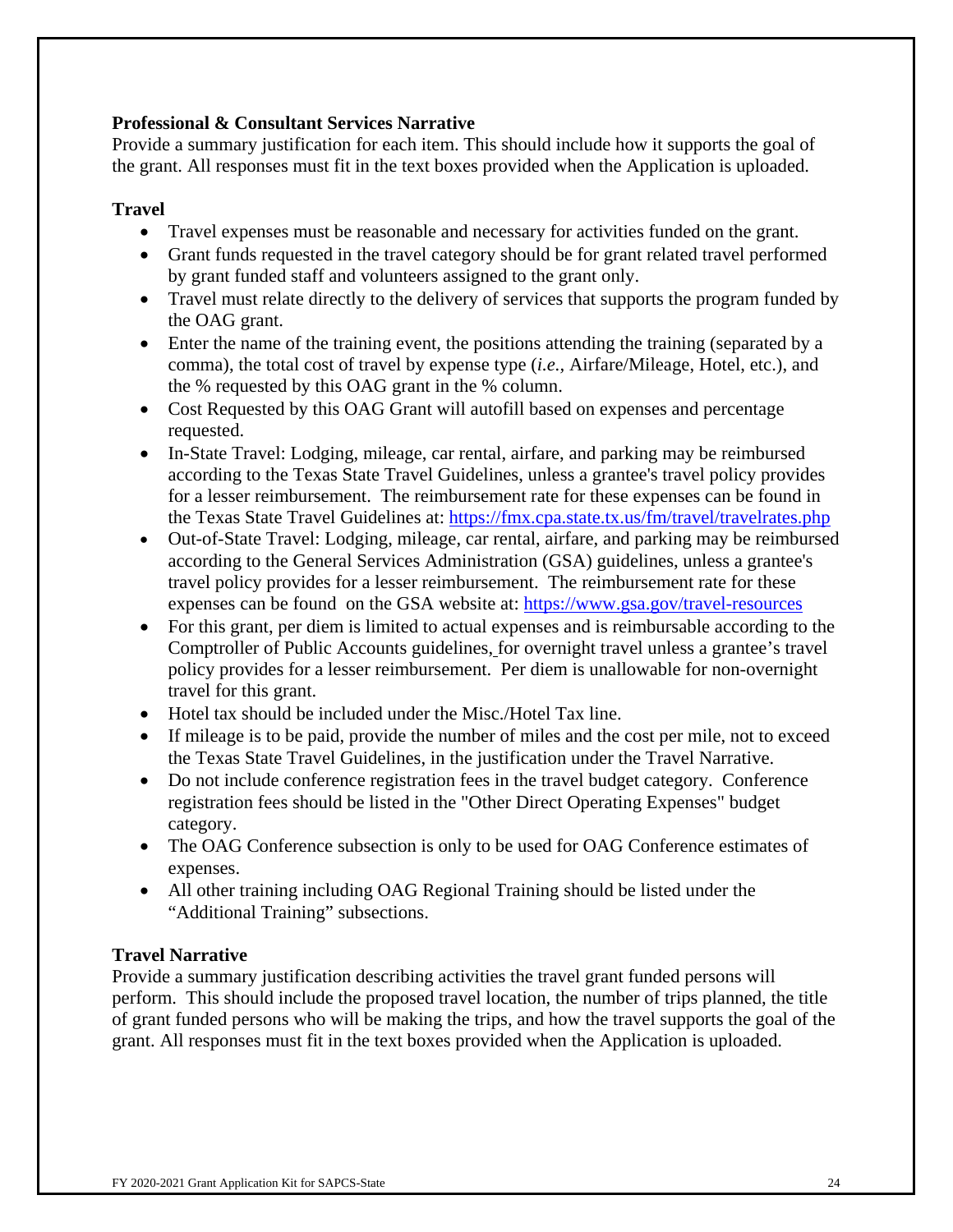**Professional & Consultant Services Narrative**

Provide a summary justification for each item. This should include how it supports the goal of the grant. All responses must fit in the text boxes provided when the Application is uploaded.

**Travel**

- Travel expenses must be reasonable and necessary for activities funded on the grant.
- Grant funds requested in the travel category should be for grant related travel performed by grant funded staff and volunteers assigned to the grant only.
- Travel must relate directly to the delivery of services that supports the program funded by the OAG grant.
- Enter the name of the training event, the positions attending the training (separated by a comma), the total cost of travel by expense type (*i.e.*, Airfare/Mileage, Hotel, etc.), and the % requested by this OAG grant in the % column.
- Cost Requested by this OAG Grant will autofill based on expenses and percentage requested.
- In-State Travel: Lodging, mileage, car rental, airfare, and parking may be reimbursed according to the Texas State Travel Guidelines, unless a grantee's travel policy provides for a lesser reimbursement. The reimbursement rate for these expenses can be found in the Texas State Travel Guidelines at: https://fmx.cpa.state.tx.us/fm/travel/travelrates.php
- Out-of-State Travel: Lodging, mileage, car rental, airfare, and parking may be reimbursed according to the General Services Administration (GSA) guidelines, unless a grantee's travel policy provides for a lesser reimbursement. The reimbursement rate for these expenses can be found on the GSA website at: https://www.gsa.gov/travel-resources
- For this grant, per diem is limited to actual expenses and is reimbursable according to the Comptroller of Public Accounts guidelines, for overnight travel unless a grantee's travel policy provides for a lesser reimbursement. Per diem is unallowable for non-overnight travel for this grant.
- Hotel tax should be included under the Misc./Hotel Tax line.
- If mileage is to be paid, provide the number of miles and the cost per mile, not to exceed the Texas State Travel Guidelines, in the justification under the Travel Narrative.
- Do not include conference registration fees in the travel budget category. Conference registration fees should be listed in the "Other Direct Operating Expenses" budget category.
- The OAG Conference subsection is only to be used for OAG Conference estimates of expenses.
- All other training including OAG Regional Training should be listed under the "Additional Training" subsections.

**Travel Narrative**

Provide a summary justification describing activities the travel grant funded persons will perform. This should include the proposed travel location, the number of trips planned, the title of grant funded persons who will be making the trips, and how the travel supports the goal of the grant. All responses must fit in the text boxes provided when the Application is uploaded.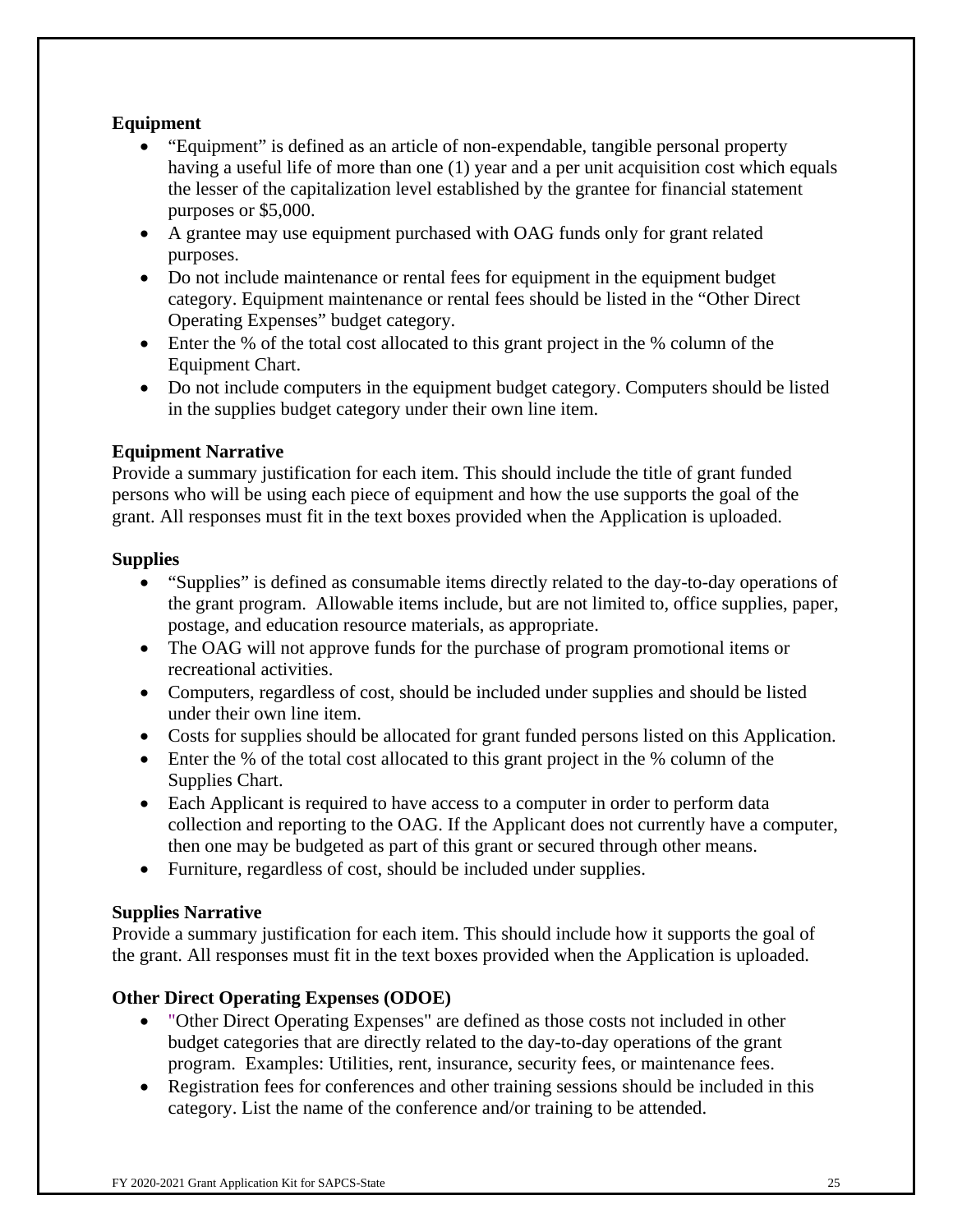**Equipment**

- "Equipment" is defined as an article of non-expendable, tangible personal property having a useful life of more than one (1) year and a per unit acquisition cost which equals the lesser of the capitalization level established by the grantee for financial statement purposes or $5,000.
- A grantee may use equipment purchased with OAG funds only for grant related purposes.
- Do not include maintenance or rental fees for equipment in the equipment budget category. Equipment maintenance or rental fees should be listed in the "Other Direct Operating Expenses" budget category.
- Enter the % of the total cost allocated to this grant project in the % column of the Equipment Chart.
- Do not include computers in the equipment budget category. Computers should be listed in the supplies budget category under their own line item.

**Equipment Narrative**

Provide a summary justification for each item. This should include the title of grant funded persons who will be using each piece of equipment and how the use supports the goal of the grant. All responses must fit in the text boxes provided when the Application is uploaded.

**Supplies**

- "Supplies" is defined as consumable items directly related to the day-to-day operations of the grant program. Allowable items include, but are not limited to, office supplies, paper, postage, and education resource materials, as appropriate.
- The OAG will not approve funds for the purchase of program promotional items or recreational activities.
- Computers, regardless of cost, should be included under supplies and should be listed under their own line item.
- Costs for supplies should be allocated for grant funded persons listed on this Application.
- Enter the % of the total cost allocated to this grant project in the % column of the Supplies Chart.
- Each Applicant is required to have access to a computer in order to perform data collection and reporting to the OAG. If the Applicant does not currently have a computer, then one may be budgeted as part of this grant or secured through other means.
- Furniture, regardless of cost, should be included under supplies.

**Supplies Narrative**

Provide a summary justification for each item. This should include how it supports the goal of the grant. All responses must fit in the text boxes provided when the Application is uploaded.

**Other Direct Operating Expenses (ODOE)**

- "Other Direct Operating Expenses" are defined as those costs not included in other budget categories that are directly related to the day-to-day operations of the grant program. Examples: Utilities, rent, insurance, security fees, or maintenance fees.
- Registration fees for conferences and other training sessions should be included in this category. List the name of the conference and/or training to be attended.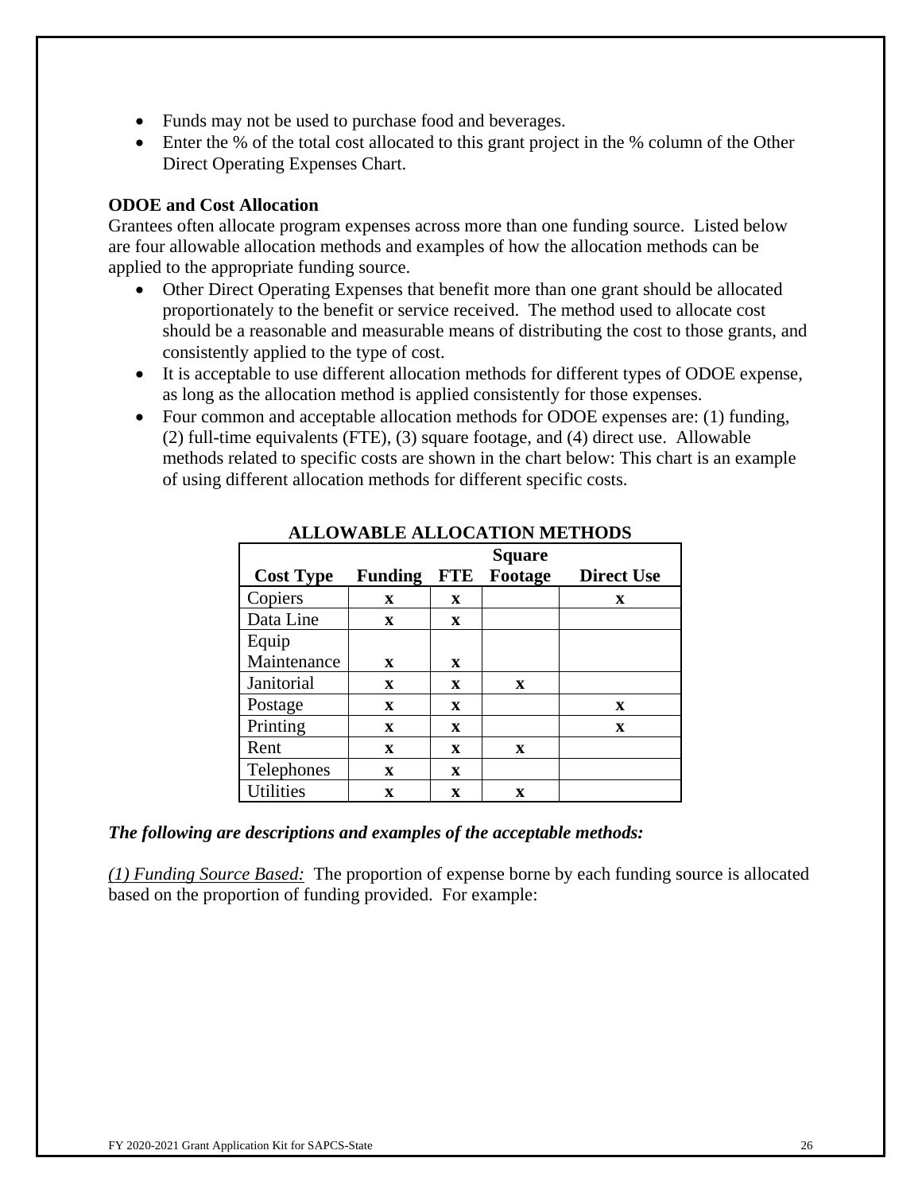- Funds may not be used to purchase food and beverages.
- Enter the % of the total cost allocated to this grant project in the % column of the Other Direct Operating Expenses Chart.

**ODOE and Cost Allocation**

Grantees often allocate program expenses across more than one funding source. Listed below are four allowable allocation methods and examples of how the allocation methods can be applied to the appropriate funding source.

- Other Direct Operating Expenses that benefit more than one grant should be allocated proportionately to the benefit or service received. The method used to allocate cost should be a reasonable and measurable means of distributing the cost to those grants, and consistently applied to the type of cost.
- It is acceptable to use different allocation methods for different types of ODOE expense, as long as the allocation method is applied consistently for those expenses.
- Four common and acceptable allocation methods for ODOE expenses are: (1) funding, (2) full-time equivalents (FTE), (3) square footage, and (4) direct use. Allowable methods related to specific costs are shown in the chart below: This chart is an example of using different allocation methods for different specific costs.

**ALLOWABLE ALLOCATION METHODS**

| Cost Type | Funding | FTE | Square Footage | Direct Use |
|---|---|---|---|---|
| Copiers | x | x | | x |
| Data Line | x | x | | |
| Equip Maintenance | x | x | | |
| Janitorial | x | x | x | |
| Postage | x | x | | x |
| Printing | x | x | | x |
| Rent | x | x | x | |
| Telephones | x | x | | |
| Utilities | x | x | x | |

***The following are descriptions and examples of the acceptable methods:***

*(1) Funding Source Based:* The proportion of expense borne by each funding source is allocated based on the proportion of funding provided. For example: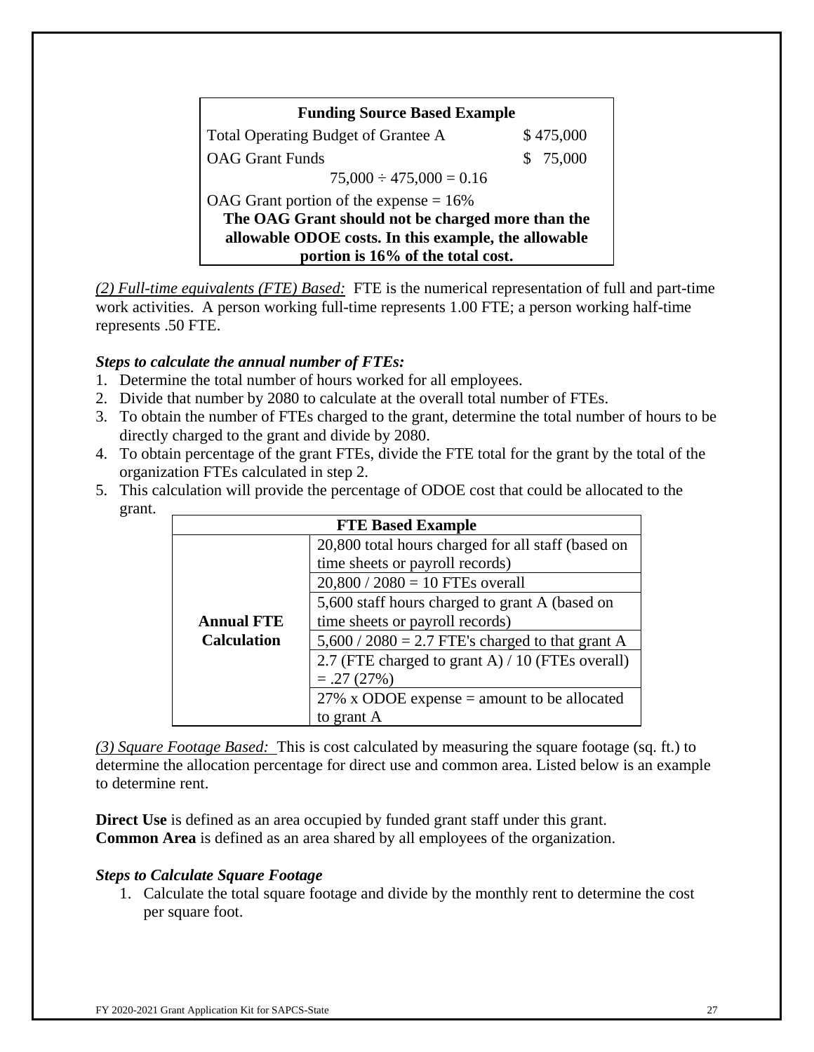| Funding Source Based Example | |
|---|---|
| Total Operating Budget of Grantee A | $ 475,000 |
| OAG Grant Funds | $ 75,000 |
| $75{,}000 \div 475{,}000 = 0.16$ | |
| OAG Grant portion of the expense = 16% | |
| **The OAG Grant should not be charged more than the allowable ODOE costs. In this example, the allowable portion is 16% of the total cost.** | |

*(2) Full-time equivalents (FTE) Based:* FTE is the numerical representation of full and part-time work activities. A person working full-time represents 1.00 FTE; a person working half-time represents .50 FTE.

***Steps to calculate the annual number of FTEs:***

1. Determine the total number of hours worked for all employees.
2. Divide that number by 2080 to calculate at the overall total number of FTEs.
3. To obtain the number of FTEs charged to the grant, determine the total number of hours to be directly charged to the grant and divide by 2080.
4. To obtain percentage of the grant FTEs, divide the FTE total for the grant by the total of the organization FTEs calculated in step 2.
5. This calculation will provide the percentage of ODOE cost that could be allocated to the grant.

| FTE Based Example | |
|---|---|
| **Annual FTE Calculation** | 20,800 total hours charged for all staff (based on time sheets or payroll records) |
| | 20,800 / 2080 = 10 FTEs overall |
| | 5,600 staff hours charged to grant A (based on time sheets or payroll records) |
| | 5,600 / 2080 = 2.7 FTE's charged to that grant A |
| | 2.7 (FTE charged to grant A) / 10 (FTEs overall) = .27 (27%) |
| | 27% x ODOE expense = amount to be allocated to grant A |

*(3) Square Footage Based:* This is cost calculated by measuring the square footage (sq. ft.) to determine the allocation percentage for direct use and common area. Listed below is an example to determine rent.

**Direct Use** is defined as an area occupied by funded grant staff under this grant.
**Common Area** is defined as an area shared by all employees of the organization.

***Steps to Calculate Square Footage***

1. Calculate the total square footage and divide by the monthly rent to determine the cost per square foot.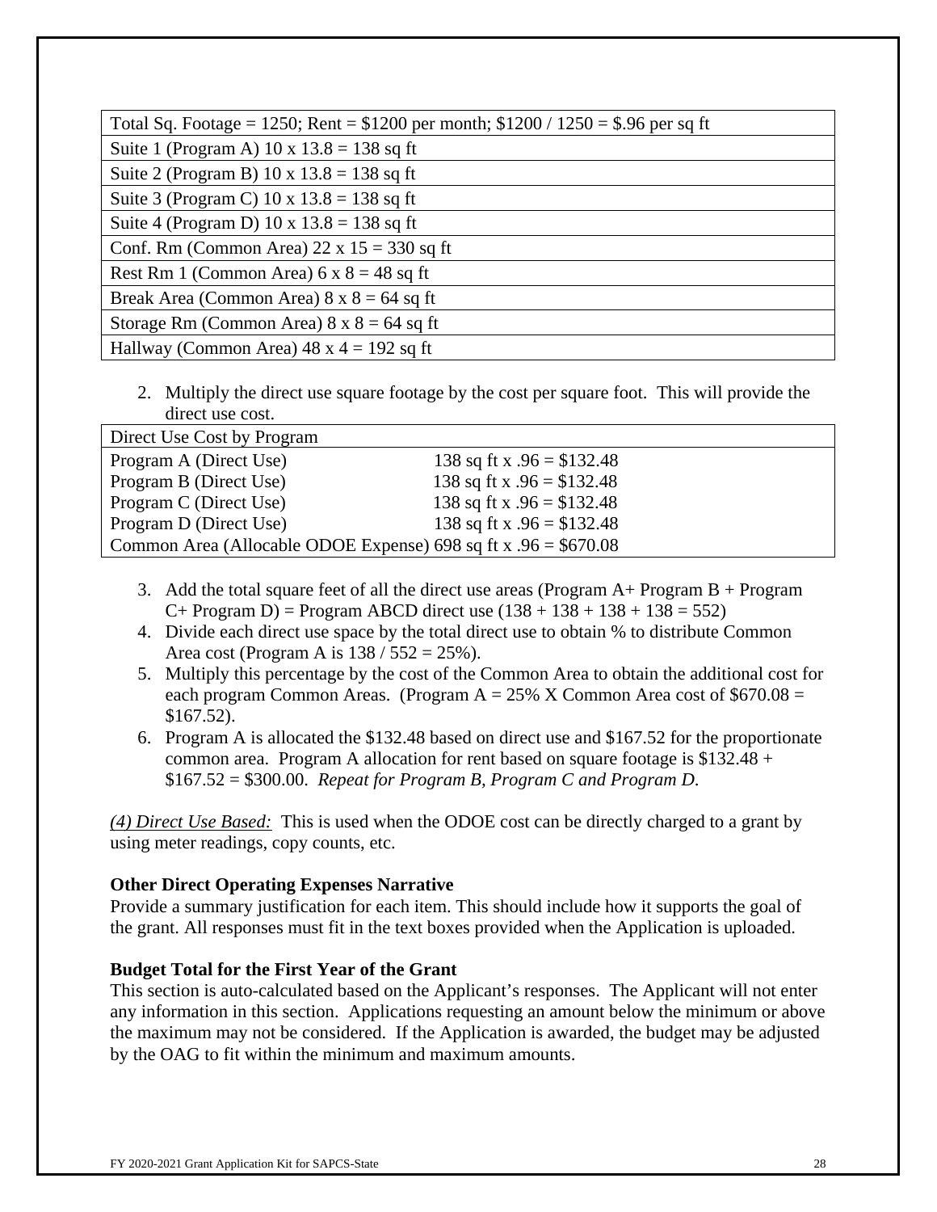| Total Sq. Footage = 1250; Rent = $1200 per month; $1200 / 1250 = $.96 per sq ft |
|---|
| Suite 1 (Program A) 10 x 13.8 = 138 sq ft |
| Suite 2 (Program B) 10 x 13.8 = 138 sq ft |
| Suite 3 (Program C) 10 x 13.8 = 138 sq ft |
| Suite 4 (Program D) 10 x 13.8 = 138 sq ft |
| Conf. Rm (Common Area) 22 x 15 = 330 sq ft |
| Rest Rm 1 (Common Area) 6 x 8 = 48 sq ft |
| Break Area (Common Area) 8 x 8 = 64 sq ft |
| Storage Rm (Common Area) 8 x 8 = 64 sq ft |
| Hallway (Common Area) 48 x 4 = 192 sq ft |

2. Multiply the direct use square footage by the cost per square foot. This will provide the direct use cost.

| Direct Use Cost by Program | |
|---|---|
| Program A (Direct Use) | 138 sq ft x .96 = $132.48 |
| Program B (Direct Use) | 138 sq ft x .96 = $132.48 |
| Program C (Direct Use) | 138 sq ft x .96 = $132.48 |
| Program D (Direct Use) | 138 sq ft x .96 = $132.48 |
| Common Area (Allocable ODOE Expense) | 698 sq ft x .96 = $670.08 |

3. Add the total square feet of all the direct use areas (Program A+ Program B + Program C+ Program D) = Program ABCD direct use (138 + 138 + 138 + 138 = 552)
4. Divide each direct use space by the total direct use to obtain % to distribute Common Area cost (Program A is 138 / 552 = 25%).
5. Multiply this percentage by the cost of the Common Area to obtain the additional cost for each program Common Areas. (Program A = 25% X Common Area cost of $670.08 = $167.52).
6. Program A is allocated the $132.48 based on direct use and $167.52 for the proportionate common area. Program A allocation for rent based on square footage is $132.48 + $167.52 = $300.00. *Repeat for Program B, Program C and Program D.*

*(4) Direct Use Based:* This is used when the ODOE cost can be directly charged to a grant by using meter readings, copy counts, etc.

**Other Direct Operating Expenses Narrative**

Provide a summary justification for each item. This should include how it supports the goal of the grant. All responses must fit in the text boxes provided when the Application is uploaded.

**Budget Total for the First Year of the Grant**

This section is auto-calculated based on the Applicant's responses. The Applicant will not enter any information in this section. Applications requesting an amount below the minimum or above the maximum may not be considered. If the Application is awarded, the budget may be adjusted by the OAG to fit within the minimum and maximum amounts.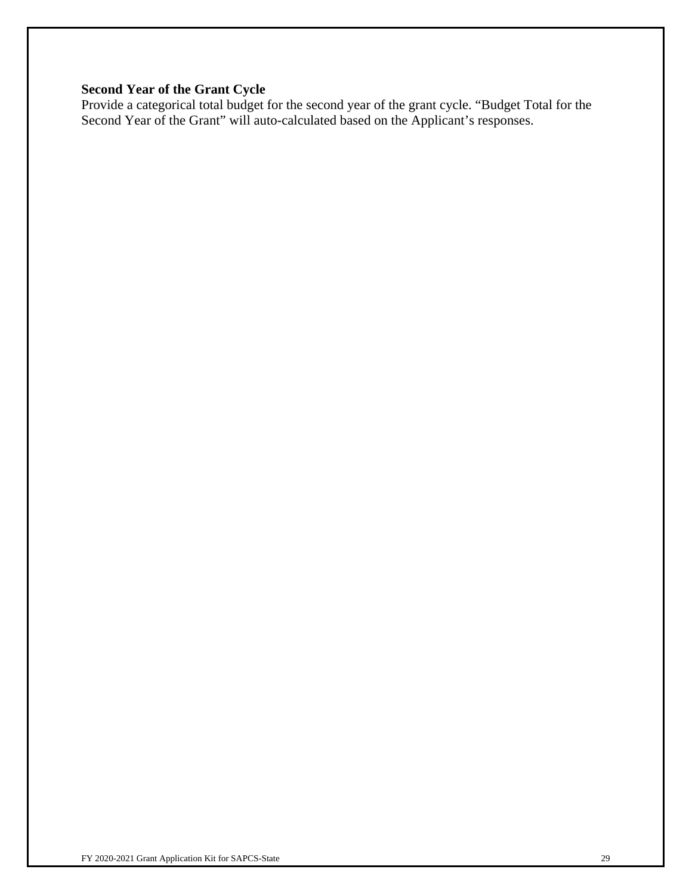**Second Year of the Grant Cycle**

Provide a categorical total budget for the second year of the grant cycle. “Budget Total for the Second Year of the Grant” will auto-calculated based on the Applicant’s responses.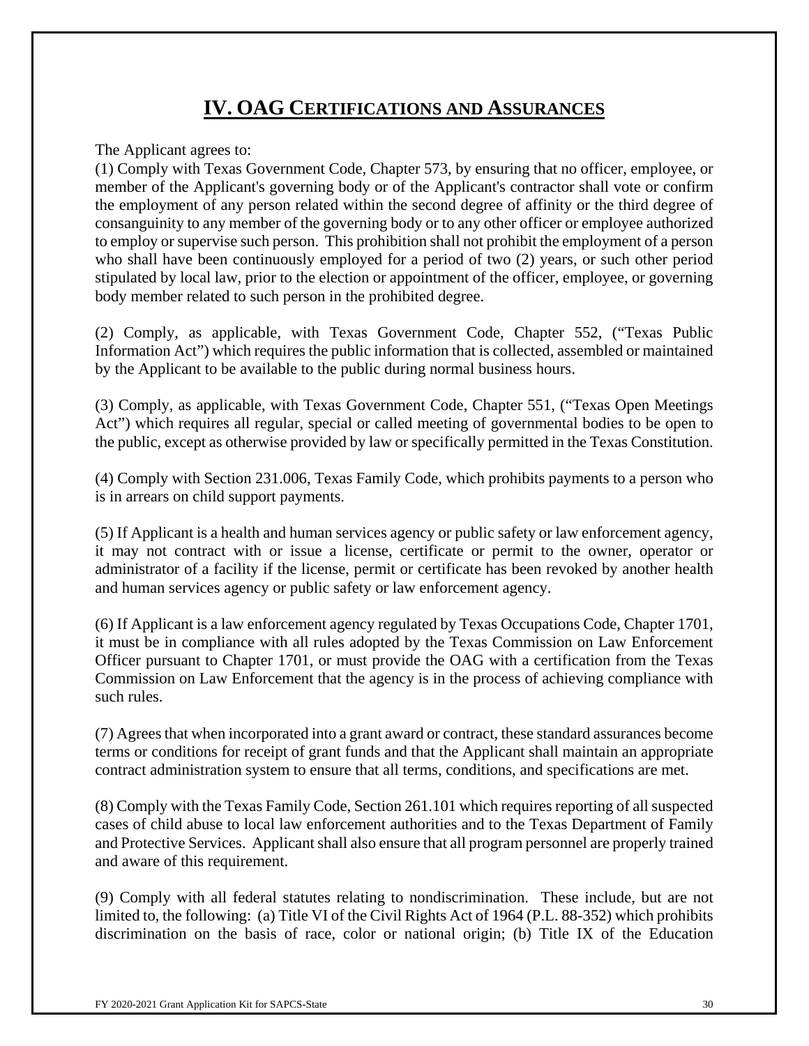# IV. OAG CERTIFICATIONS AND ASSURANCES

The Applicant agrees to:

(1) Comply with Texas Government Code, Chapter 573, by ensuring that no officer, employee, or member of the Applicant's governing body or of the Applicant's contractor shall vote or confirm the employment of any person related within the second degree of affinity or the third degree of consanguinity to any member of the governing body or to any other officer or employee authorized to employ or supervise such person. This prohibition shall not prohibit the employment of a person who shall have been continuously employed for a period of two (2) years, or such other period stipulated by local law, prior to the election or appointment of the officer, employee, or governing body member related to such person in the prohibited degree.

(2) Comply, as applicable, with Texas Government Code, Chapter 552, ("Texas Public Information Act") which requires the public information that is collected, assembled or maintained by the Applicant to be available to the public during normal business hours.

(3) Comply, as applicable, with Texas Government Code, Chapter 551, ("Texas Open Meetings Act") which requires all regular, special or called meeting of governmental bodies to be open to the public, except as otherwise provided by law or specifically permitted in the Texas Constitution.

(4) Comply with Section 231.006, Texas Family Code, which prohibits payments to a person who is in arrears on child support payments.

(5) If Applicant is a health and human services agency or public safety or law enforcement agency, it may not contract with or issue a license, certificate or permit to the owner, operator or administrator of a facility if the license, permit or certificate has been revoked by another health and human services agency or public safety or law enforcement agency.

(6) If Applicant is a law enforcement agency regulated by Texas Occupations Code, Chapter 1701, it must be in compliance with all rules adopted by the Texas Commission on Law Enforcement Officer pursuant to Chapter 1701, or must provide the OAG with a certification from the Texas Commission on Law Enforcement that the agency is in the process of achieving compliance with such rules.

(7) Agrees that when incorporated into a grant award or contract, these standard assurances become terms or conditions for receipt of grant funds and that the Applicant shall maintain an appropriate contract administration system to ensure that all terms, conditions, and specifications are met.

(8) Comply with the Texas Family Code, Section 261.101 which requires reporting of all suspected cases of child abuse to local law enforcement authorities and to the Texas Department of Family and Protective Services. Applicant shall also ensure that all program personnel are properly trained and aware of this requirement.

(9) Comply with all federal statutes relating to nondiscrimination. These include, but are not limited to, the following: (a) Title VI of the Civil Rights Act of 1964 (P.L. 88-352) which prohibits discrimination on the basis of race, color or national origin; (b) Title IX of the Education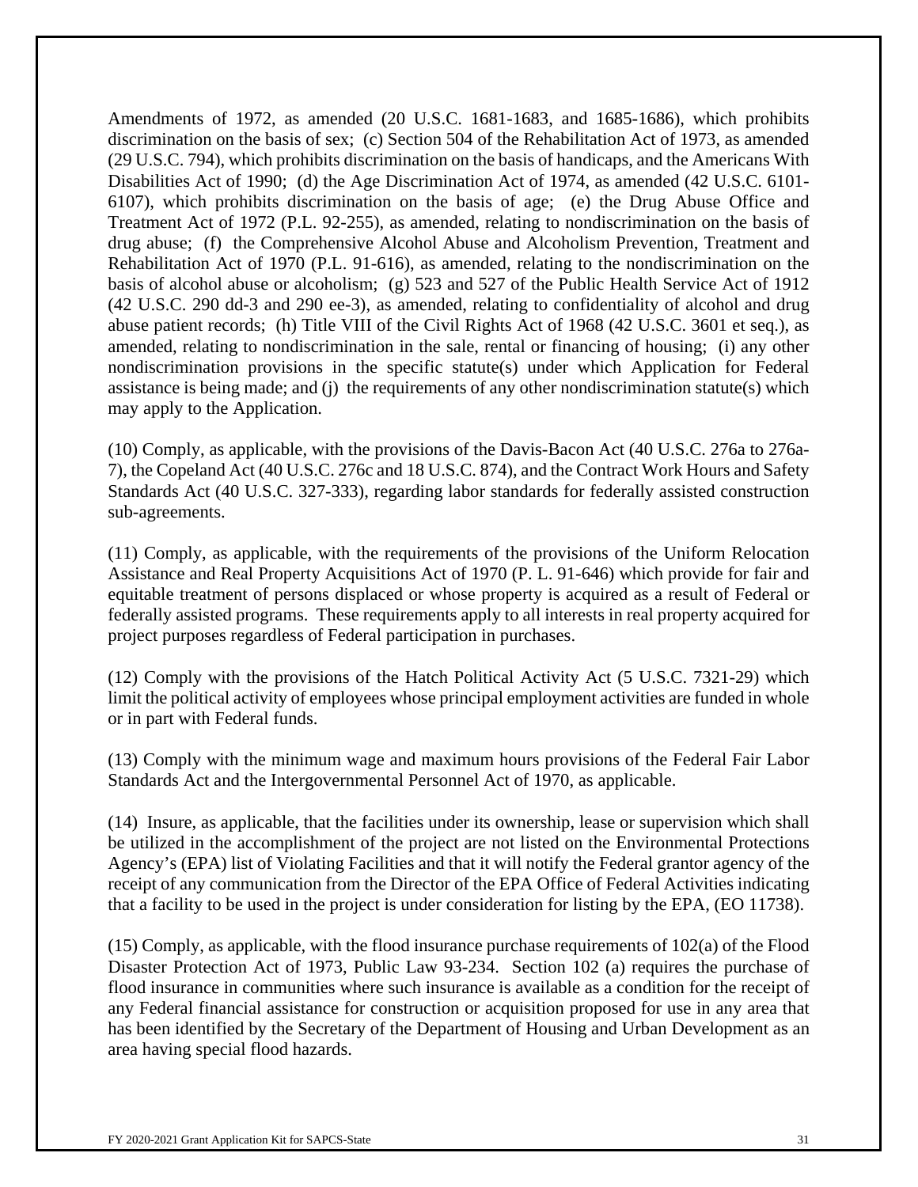Amendments of 1972, as amended (20 U.S.C. 1681-1683, and 1685-1686), which prohibits discrimination on the basis of sex; (c) Section 504 of the Rehabilitation Act of 1973, as amended (29 U.S.C. 794), which prohibits discrimination on the basis of handicaps, and the Americans With Disabilities Act of 1990; (d) the Age Discrimination Act of 1974, as amended (42 U.S.C. 6101-6107), which prohibits discrimination on the basis of age; (e) the Drug Abuse Office and Treatment Act of 1972 (P.L. 92-255), as amended, relating to nondiscrimination on the basis of drug abuse; (f) the Comprehensive Alcohol Abuse and Alcoholism Prevention, Treatment and Rehabilitation Act of 1970 (P.L. 91-616), as amended, relating to the nondiscrimination on the basis of alcohol abuse or alcoholism; (g) 523 and 527 of the Public Health Service Act of 1912 (42 U.S.C. 290 dd-3 and 290 ee-3), as amended, relating to confidentiality of alcohol and drug abuse patient records; (h) Title VIII of the Civil Rights Act of 1968 (42 U.S.C. 3601 et seq.), as amended, relating to nondiscrimination in the sale, rental or financing of housing; (i) any other nondiscrimination provisions in the specific statute(s) under which Application for Federal assistance is being made; and (j) the requirements of any other nondiscrimination statute(s) which may apply to the Application.

(10) Comply, as applicable, with the provisions of the Davis-Bacon Act (40 U.S.C. 276a to 276a-7), the Copeland Act (40 U.S.C. 276c and 18 U.S.C. 874), and the Contract Work Hours and Safety Standards Act (40 U.S.C. 327-333), regarding labor standards for federally assisted construction sub-agreements.

(11) Comply, as applicable, with the requirements of the provisions of the Uniform Relocation Assistance and Real Property Acquisitions Act of 1970 (P. L. 91-646) which provide for fair and equitable treatment of persons displaced or whose property is acquired as a result of Federal or federally assisted programs. These requirements apply to all interests in real property acquired for project purposes regardless of Federal participation in purchases.

(12) Comply with the provisions of the Hatch Political Activity Act (5 U.S.C. 7321-29) which limit the political activity of employees whose principal employment activities are funded in whole or in part with Federal funds.

(13) Comply with the minimum wage and maximum hours provisions of the Federal Fair Labor Standards Act and the Intergovernmental Personnel Act of 1970, as applicable.

(14) Insure, as applicable, that the facilities under its ownership, lease or supervision which shall be utilized in the accomplishment of the project are not listed on the Environmental Protections Agency's (EPA) list of Violating Facilities and that it will notify the Federal grantor agency of the receipt of any communication from the Director of the EPA Office of Federal Activities indicating that a facility to be used in the project is under consideration for listing by the EPA, (EO 11738).

(15) Comply, as applicable, with the flood insurance purchase requirements of 102(a) of the Flood Disaster Protection Act of 1973, Public Law 93-234. Section 102 (a) requires the purchase of flood insurance in communities where such insurance is available as a condition for the receipt of any Federal financial assistance for construction or acquisition proposed for use in any area that has been identified by the Secretary of the Department of Housing and Urban Development as an area having special flood hazards.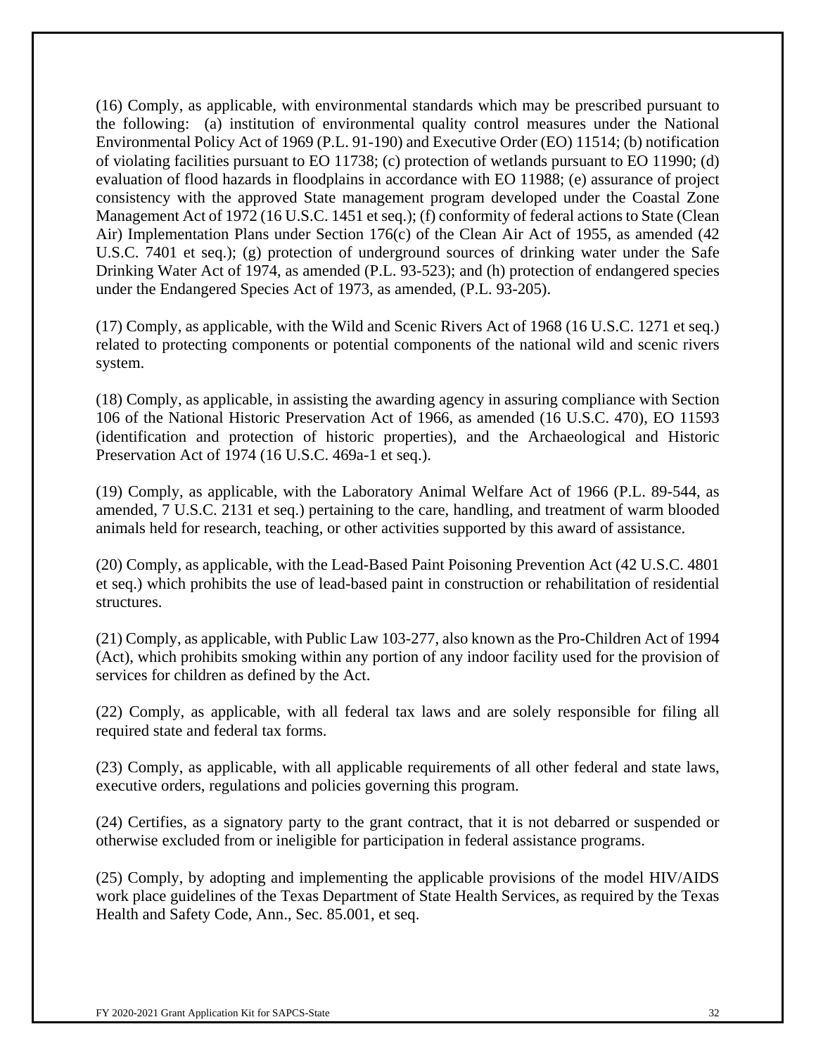(16) Comply, as applicable, with environmental standards which may be prescribed pursuant to the following: (a) institution of environmental quality control measures under the National Environmental Policy Act of 1969 (P.L. 91-190) and Executive Order (EO) 11514; (b) notification of violating facilities pursuant to EO 11738; (c) protection of wetlands pursuant to EO 11990; (d) evaluation of flood hazards in floodplains in accordance with EO 11988; (e) assurance of project consistency with the approved State management program developed under the Coastal Zone Management Act of 1972 (16 U.S.C. 1451 et seq.); (f) conformity of federal actions to State (Clean Air) Implementation Plans under Section 176(c) of the Clean Air Act of 1955, as amended (42 U.S.C. 7401 et seq.); (g) protection of underground sources of drinking water under the Safe Drinking Water Act of 1974, as amended (P.L. 93-523); and (h) protection of endangered species under the Endangered Species Act of 1973, as amended, (P.L. 93-205).

(17) Comply, as applicable, with the Wild and Scenic Rivers Act of 1968 (16 U.S.C. 1271 et seq.) related to protecting components or potential components of the national wild and scenic rivers system.

(18) Comply, as applicable, in assisting the awarding agency in assuring compliance with Section 106 of the National Historic Preservation Act of 1966, as amended (16 U.S.C. 470), EO 11593 (identification and protection of historic properties), and the Archaeological and Historic Preservation Act of 1974 (16 U.S.C. 469a-1 et seq.).

(19) Comply, as applicable, with the Laboratory Animal Welfare Act of 1966 (P.L. 89-544, as amended, 7 U.S.C. 2131 et seq.) pertaining to the care, handling, and treatment of warm blooded animals held for research, teaching, or other activities supported by this award of assistance.

(20) Comply, as applicable, with the Lead-Based Paint Poisoning Prevention Act (42 U.S.C. 4801 et seq.) which prohibits the use of lead-based paint in construction or rehabilitation of residential structures.

(21) Comply, as applicable, with Public Law 103-277, also known as the Pro-Children Act of 1994 (Act), which prohibits smoking within any portion of any indoor facility used for the provision of services for children as defined by the Act.

(22) Comply, as applicable, with all federal tax laws and are solely responsible for filing all required state and federal tax forms.

(23) Comply, as applicable, with all applicable requirements of all other federal and state laws, executive orders, regulations and policies governing this program.

(24) Certifies, as a signatory party to the grant contract, that it is not debarred or suspended or otherwise excluded from or ineligible for participation in federal assistance programs.

(25) Comply, by adopting and implementing the applicable provisions of the model HIV/AIDS work place guidelines of the Texas Department of State Health Services, as required by the Texas Health and Safety Code, Ann., Sec. 85.001, et seq.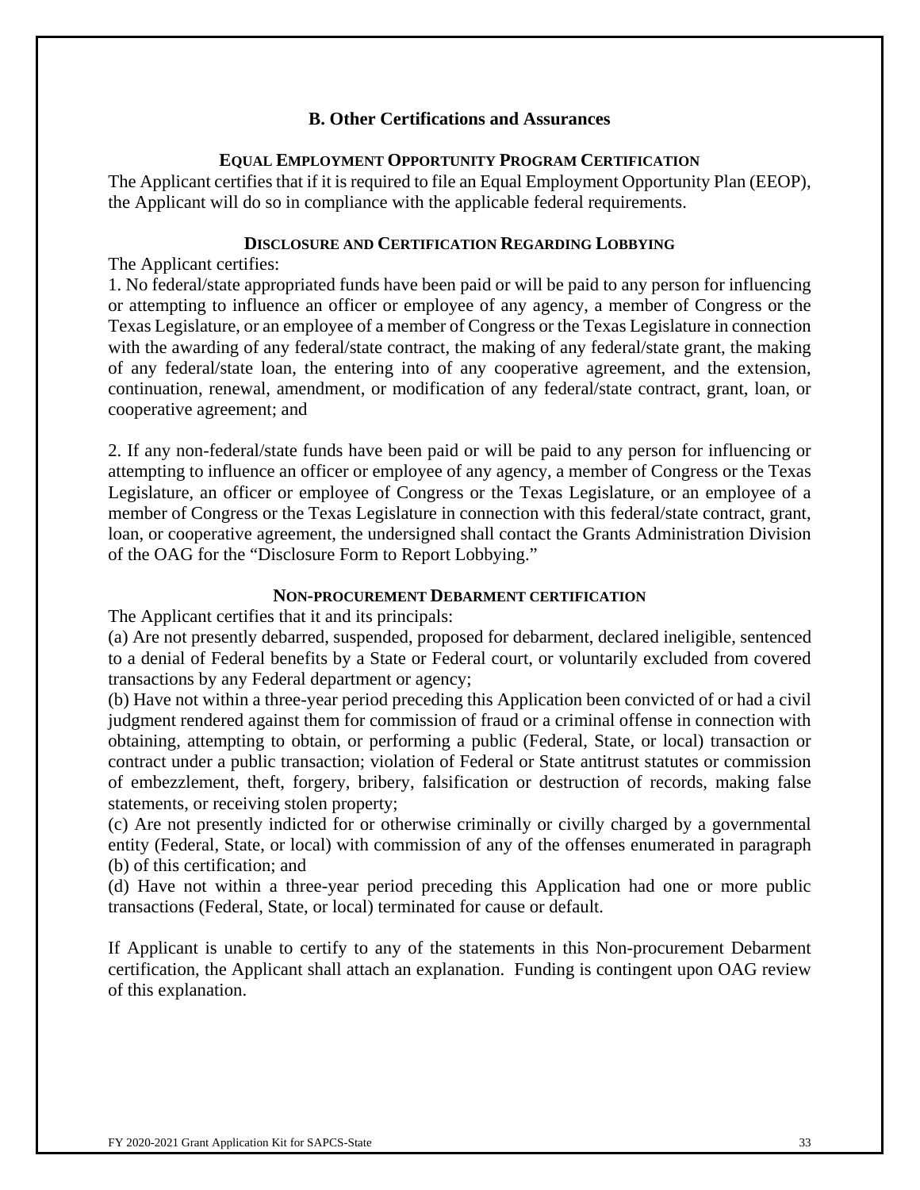## B. Other Certifications and Assurances

### EQUAL EMPLOYMENT OPPORTUNITY PROGRAM CERTIFICATION

The Applicant certifies that if it is required to file an Equal Employment Opportunity Plan (EEOP), the Applicant will do so in compliance with the applicable federal requirements.

### DISCLOSURE AND CERTIFICATION REGARDING LOBBYING

The Applicant certifies:

1. No federal/state appropriated funds have been paid or will be paid to any person for influencing or attempting to influence an officer or employee of any agency, a member of Congress or the Texas Legislature, or an employee of a member of Congress or the Texas Legislature in connection with the awarding of any federal/state contract, the making of any federal/state grant, the making of any federal/state loan, the entering into of any cooperative agreement, and the extension, continuation, renewal, amendment, or modification of any federal/state contract, grant, loan, or cooperative agreement; and

2. If any non-federal/state funds have been paid or will be paid to any person for influencing or attempting to influence an officer or employee of any agency, a member of Congress or the Texas Legislature, an officer or employee of Congress or the Texas Legislature, or an employee of a member of Congress or the Texas Legislature in connection with this federal/state contract, grant, loan, or cooperative agreement, the undersigned shall contact the Grants Administration Division of the OAG for the "Disclosure Form to Report Lobbying."

### NON-PROCUREMENT DEBARMENT CERTIFICATION

The Applicant certifies that it and its principals:

(a) Are not presently debarred, suspended, proposed for debarment, declared ineligible, sentenced to a denial of Federal benefits by a State or Federal court, or voluntarily excluded from covered transactions by any Federal department or agency;

(b) Have not within a three-year period preceding this Application been convicted of or had a civil judgment rendered against them for commission of fraud or a criminal offense in connection with obtaining, attempting to obtain, or performing a public (Federal, State, or local) transaction or contract under a public transaction; violation of Federal or State antitrust statutes or commission of embezzlement, theft, forgery, bribery, falsification or destruction of records, making false statements, or receiving stolen property;

(c) Are not presently indicted for or otherwise criminally or civilly charged by a governmental entity (Federal, State, or local) with commission of any of the offenses enumerated in paragraph (b) of this certification; and

(d) Have not within a three-year period preceding this Application had one or more public transactions (Federal, State, or local) terminated for cause or default.

If Applicant is unable to certify to any of the statements in this Non-procurement Debarment certification, the Applicant shall attach an explanation. Funding is contingent upon OAG review of this explanation.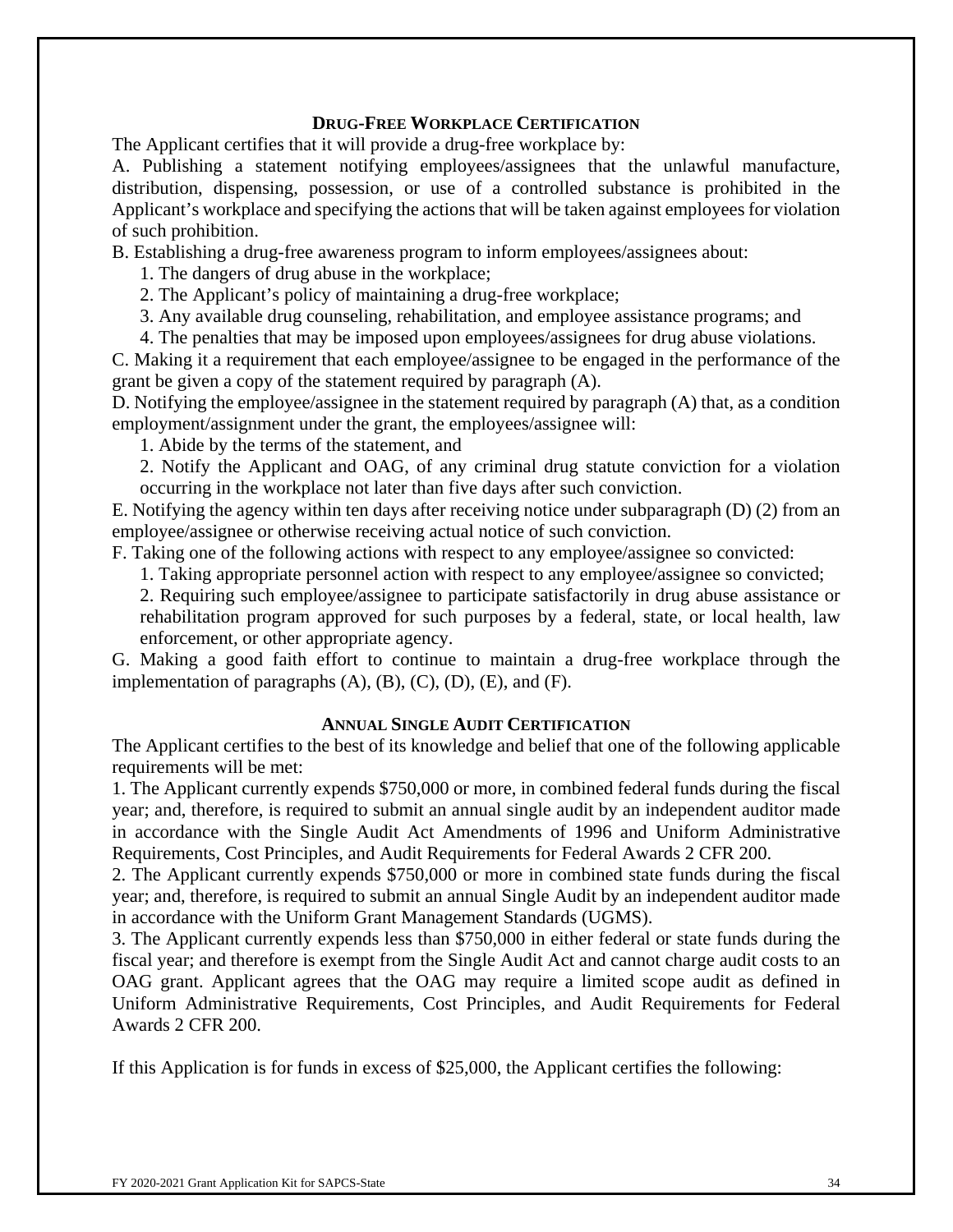## DRUG-FREE WORKPLACE CERTIFICATION

The Applicant certifies that it will provide a drug-free workplace by:

A. Publishing a statement notifying employees/assignees that the unlawful manufacture, distribution, dispensing, possession, or use of a controlled substance is prohibited in the Applicant's workplace and specifying the actions that will be taken against employees for violation of such prohibition.

B. Establishing a drug-free awareness program to inform employees/assignees about:

1. The dangers of drug abuse in the workplace;
2. The Applicant's policy of maintaining a drug-free workplace;
3. Any available drug counseling, rehabilitation, and employee assistance programs; and
4. The penalties that may be imposed upon employees/assignees for drug abuse violations.

C. Making it a requirement that each employee/assignee to be engaged in the performance of the grant be given a copy of the statement required by paragraph (A).

D. Notifying the employee/assignee in the statement required by paragraph (A) that, as a condition employment/assignment under the grant, the employees/assignee will:

1. Abide by the terms of the statement, and
2. Notify the Applicant and OAG, of any criminal drug statute conviction for a violation occurring in the workplace not later than five days after such conviction.

E. Notifying the agency within ten days after receiving notice under subparagraph (D) (2) from an employee/assignee or otherwise receiving actual notice of such conviction.

F. Taking one of the following actions with respect to any employee/assignee so convicted:

1. Taking appropriate personnel action with respect to any employee/assignee so convicted;
2. Requiring such employee/assignee to participate satisfactorily in drug abuse assistance or rehabilitation program approved for such purposes by a federal, state, or local health, law enforcement, or other appropriate agency.

G. Making a good faith effort to continue to maintain a drug-free workplace through the implementation of paragraphs (A), (B), (C), (D), (E), and (F).

## ANNUAL SINGLE AUDIT CERTIFICATION

The Applicant certifies to the best of its knowledge and belief that one of the following applicable requirements will be met:

1. The Applicant currently expends $750,000 or more, in combined federal funds during the fiscal year; and, therefore, is required to submit an annual single audit by an independent auditor made in accordance with the Single Audit Act Amendments of 1996 and Uniform Administrative Requirements, Cost Principles, and Audit Requirements for Federal Awards 2 CFR 200.
2. The Applicant currently expends $750,000 or more in combined state funds during the fiscal year; and, therefore, is required to submit an annual Single Audit by an independent auditor made in accordance with the Uniform Grant Management Standards (UGMS).
3. The Applicant currently expends less than $750,000 in either federal or state funds during the fiscal year; and therefore is exempt from the Single Audit Act and cannot charge audit costs to an OAG grant. Applicant agrees that the OAG may require a limited scope audit as defined in Uniform Administrative Requirements, Cost Principles, and Audit Requirements for Federal Awards 2 CFR 200.

If this Application is for funds in excess of $25,000, the Applicant certifies the following: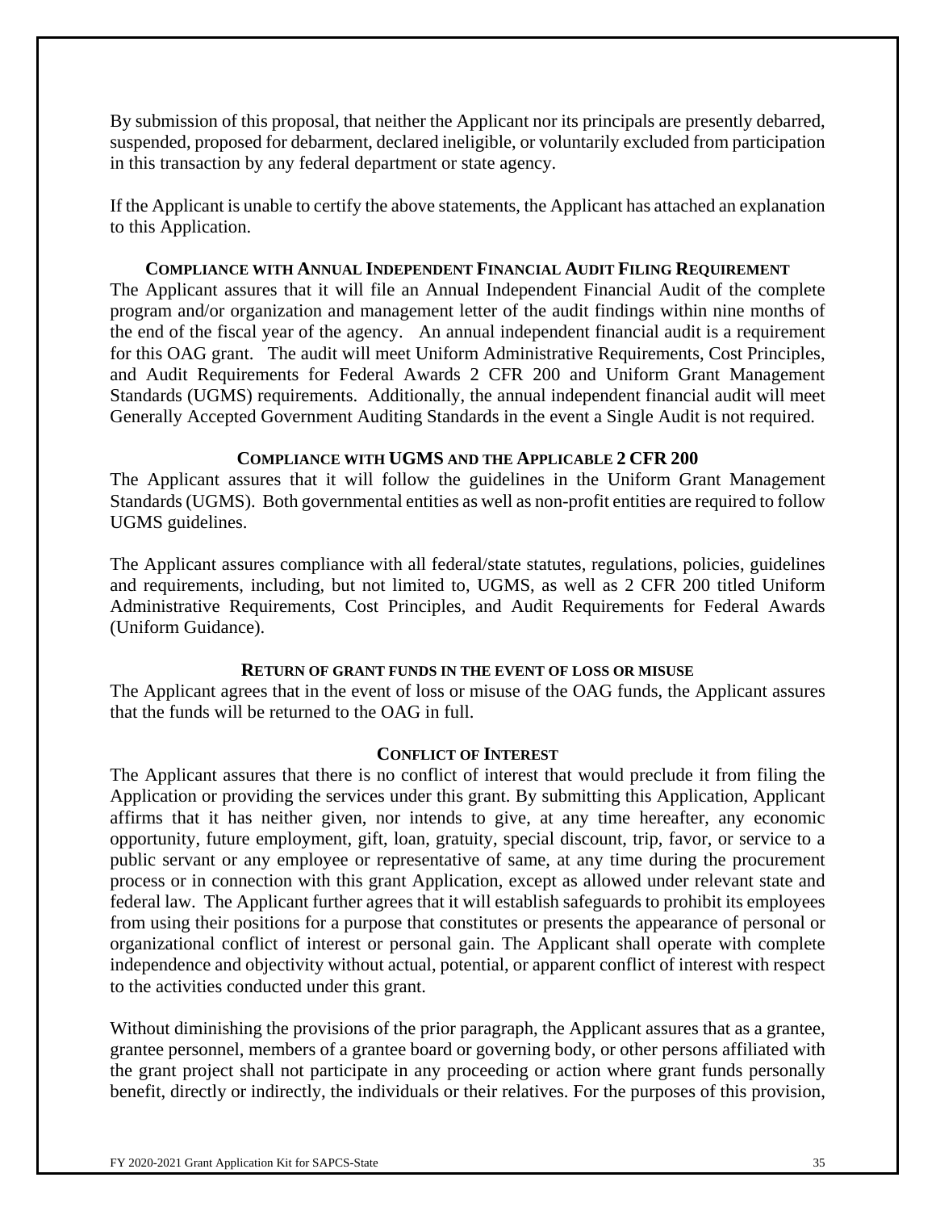By submission of this proposal, that neither the Applicant nor its principals are presently debarred, suspended, proposed for debarment, declared ineligible, or voluntarily excluded from participation in this transaction by any federal department or state agency.

If the Applicant is unable to certify the above statements, the Applicant has attached an explanation to this Application.

### COMPLIANCE WITH ANNUAL INDEPENDENT FINANCIAL AUDIT FILING REQUIREMENT

The Applicant assures that it will file an Annual Independent Financial Audit of the complete program and/or organization and management letter of the audit findings within nine months of the end of the fiscal year of the agency. An annual independent financial audit is a requirement for this OAG grant. The audit will meet Uniform Administrative Requirements, Cost Principles, and Audit Requirements for Federal Awards 2 CFR 200 and Uniform Grant Management Standards (UGMS) requirements. Additionally, the annual independent financial audit will meet Generally Accepted Government Auditing Standards in the event a Single Audit is not required.

### COMPLIANCE WITH UGMS AND THE APPLICABLE 2 CFR 200

The Applicant assures that it will follow the guidelines in the Uniform Grant Management Standards (UGMS). Both governmental entities as well as non-profit entities are required to follow UGMS guidelines.

The Applicant assures compliance with all federal/state statutes, regulations, policies, guidelines and requirements, including, but not limited to, UGMS, as well as 2 CFR 200 titled Uniform Administrative Requirements, Cost Principles, and Audit Requirements for Federal Awards (Uniform Guidance).

### RETURN OF GRANT FUNDS IN THE EVENT OF LOSS OR MISUSE

The Applicant agrees that in the event of loss or misuse of the OAG funds, the Applicant assures that the funds will be returned to the OAG in full.

### CONFLICT OF INTEREST

The Applicant assures that there is no conflict of interest that would preclude it from filing the Application or providing the services under this grant. By submitting this Application, Applicant affirms that it has neither given, nor intends to give, at any time hereafter, any economic opportunity, future employment, gift, loan, gratuity, special discount, trip, favor, or service to a public servant or any employee or representative of same, at any time during the procurement process or in connection with this grant Application, except as allowed under relevant state and federal law. The Applicant further agrees that it will establish safeguards to prohibit its employees from using their positions for a purpose that constitutes or presents the appearance of personal or organizational conflict of interest or personal gain. The Applicant shall operate with complete independence and objectivity without actual, potential, or apparent conflict of interest with respect to the activities conducted under this grant.

Without diminishing the provisions of the prior paragraph, the Applicant assures that as a grantee, grantee personnel, members of a grantee board or governing body, or other persons affiliated with the grant project shall not participate in any proceeding or action where grant funds personally benefit, directly or indirectly, the individuals or their relatives. For the purposes of this provision,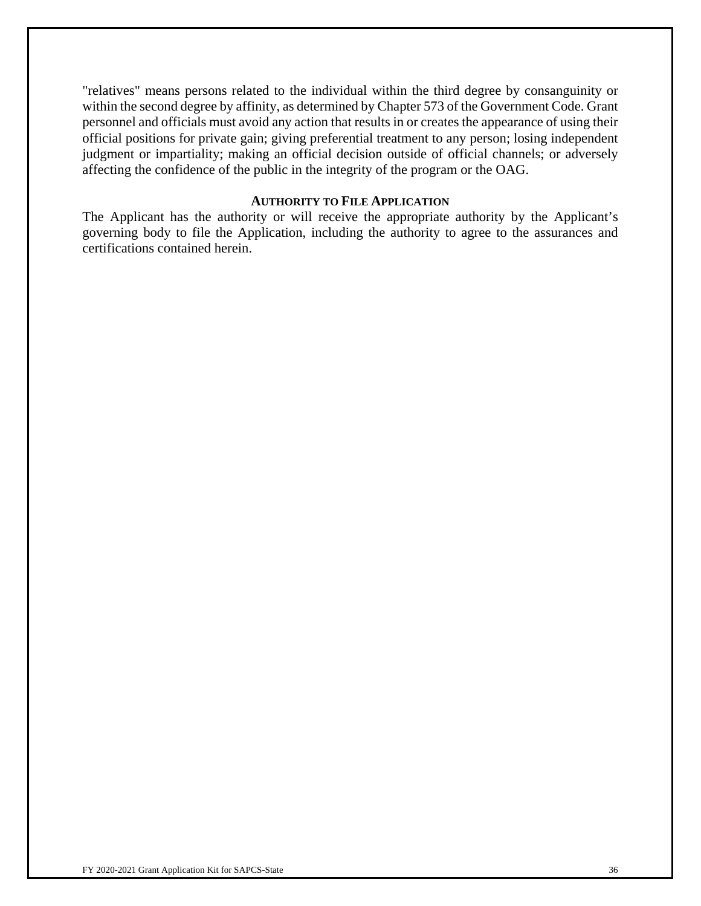"relatives" means persons related to the individual within the third degree by consanguinity or within the second degree by affinity, as determined by Chapter 573 of the Government Code. Grant personnel and officials must avoid any action that results in or creates the appearance of using their official positions for private gain; giving preferential treatment to any person; losing independent judgment or impartiality; making an official decision outside of official channels; or adversely affecting the confidence of the public in the integrity of the program or the OAG.

### AUTHORITY TO FILE APPLICATION

The Applicant has the authority or will receive the appropriate authority by the Applicant's governing body to file the Application, including the authority to agree to the assurances and certifications contained herein.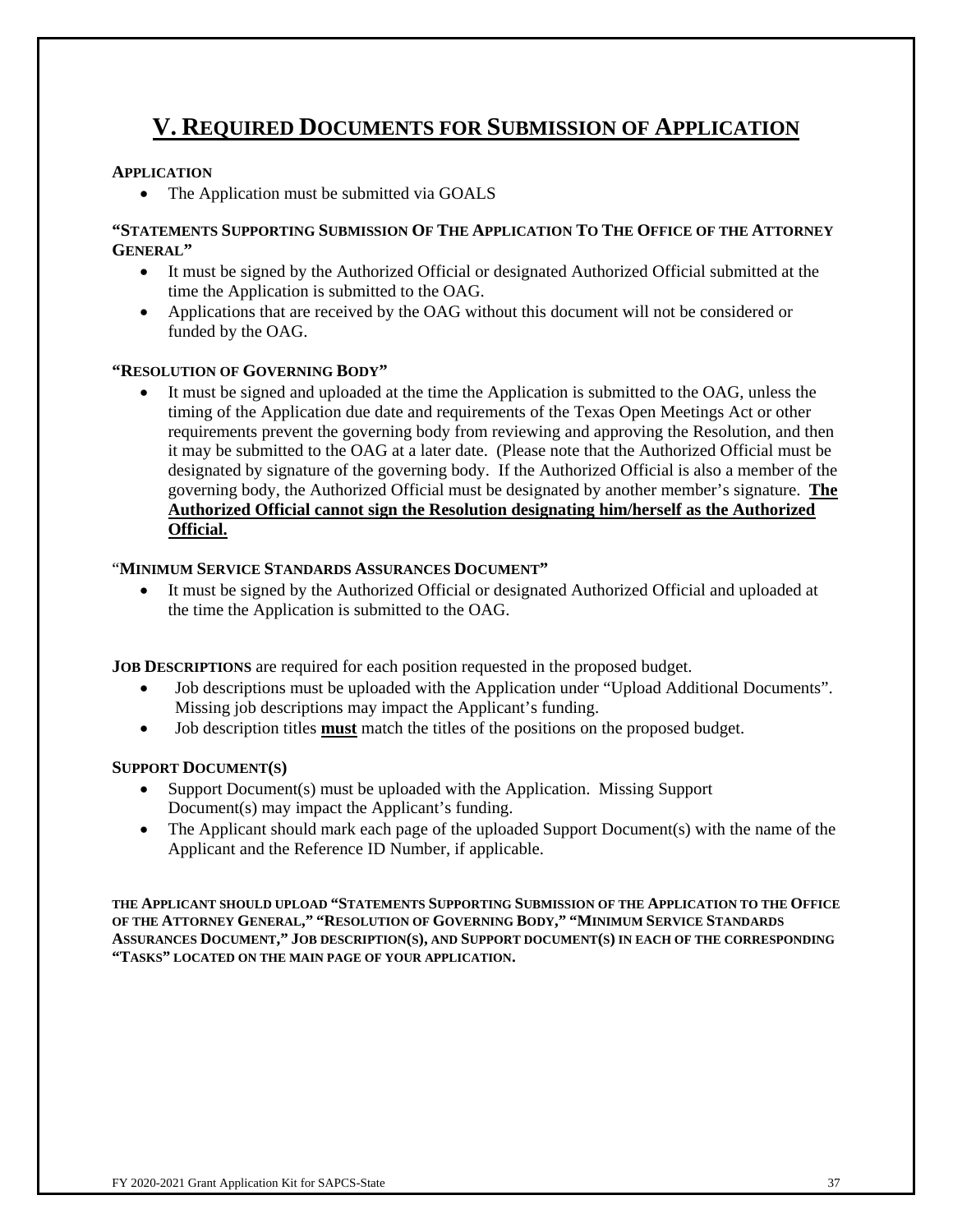# V. Required Documents for Submission of Application

**APPLICATION**

- The Application must be submitted via GOALS

**"STATEMENTS SUPPORTING SUBMISSION OF THE APPLICATION TO THE OFFICE OF THE ATTORNEY GENERAL"**

- It must be signed by the Authorized Official or designated Authorized Official submitted at the time the Application is submitted to the OAG.
- Applications that are received by the OAG without this document will not be considered or funded by the OAG.

**"RESOLUTION OF GOVERNING BODY"**

- It must be signed and uploaded at the time the Application is submitted to the OAG, unless the timing of the Application due date and requirements of the Texas Open Meetings Act or other requirements prevent the governing body from reviewing and approving the Resolution, and then it may be submitted to the OAG at a later date. (Please note that the Authorized Official must be designated by signature of the governing body. If the Authorized Official is also a member of the governing body, the Authorized Official must be designated by another member's signature. **The Authorized Official cannot sign the Resolution designating him/herself as the Authorized Official.**

**"MINIMUM SERVICE STANDARDS ASSURANCES DOCUMENT"**

- It must be signed by the Authorized Official or designated Authorized Official and uploaded at the time the Application is submitted to the OAG.

**JOB DESCRIPTIONS** are required for each position requested in the proposed budget.

- Job descriptions must be uploaded with the Application under "Upload Additional Documents". Missing job descriptions may impact the Applicant's funding.
- Job description titles **must** match the titles of the positions on the proposed budget.

**SUPPORT DOCUMENT(S)**

- Support Document(s) must be uploaded with the Application. Missing Support Document(s) may impact the Applicant's funding.
- The Applicant should mark each page of the uploaded Support Document(s) with the name of the Applicant and the Reference ID Number, if applicable.

**THE APPLICANT SHOULD UPLOAD "STATEMENTS SUPPORTING SUBMISSION OF THE APPLICATION TO THE OFFICE OF THE ATTORNEY GENERAL," "RESOLUTION OF GOVERNING BODY," "MINIMUM SERVICE STANDARDS ASSURANCES DOCUMENT," JOB DESCRIPTION(S), AND SUPPORT DOCUMENT(S) IN EACH OF THE CORRESPONDING "TASKS" LOCATED ON THE MAIN PAGE OF YOUR APPLICATION.**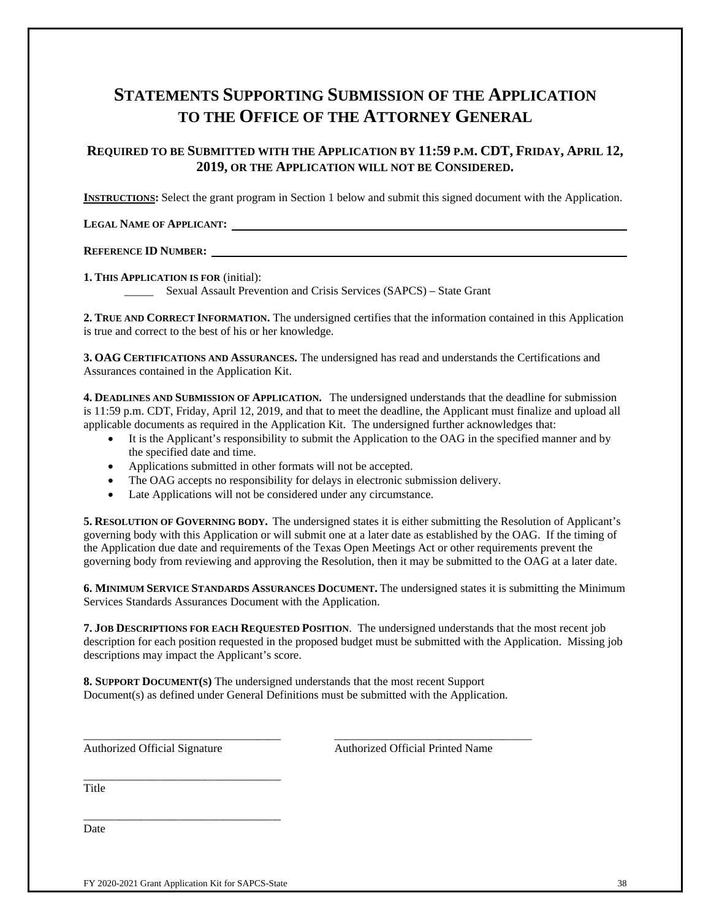# STATEMENTS SUPPORTING SUBMISSION OF THE APPLICATION TO THE OFFICE OF THE ATTORNEY GENERAL

### REQUIRED TO BE SUBMITTED WITH THE APPLICATION BY 11:59 P.M. CDT, FRIDAY, APRIL 12, 2019, OR THE APPLICATION WILL NOT BE CONSIDERED.

**INSTRUCTIONS:** Select the grant program in Section 1 below and submit this signed document with the Application.

**LEGAL NAME OF APPLICANT:** ____________________________________________

**REFERENCE ID NUMBER:** ____________________________________________

**1. THIS APPLICATION IS FOR** (initial):

_____ Sexual Assault Prevention and Crisis Services (SAPCS) – State Grant

**2. TRUE AND CORRECT INFORMATION.** The undersigned certifies that the information contained in this Application is true and correct to the best of his or her knowledge.

**3. OAG CERTIFICATIONS AND ASSURANCES.** The undersigned has read and understands the Certifications and Assurances contained in the Application Kit.

**4. DEADLINES AND SUBMISSION OF APPLICATION.** The undersigned understands that the deadline for submission is 11:59 p.m. CDT, Friday, April 12, 2019, and that to meet the deadline, the Applicant must finalize and upload all applicable documents as required in the Application Kit. The undersigned further acknowledges that:

- It is the Applicant's responsibility to submit the Application to the OAG in the specified manner and by the specified date and time.
- Applications submitted in other formats will not be accepted.
- The OAG accepts no responsibility for delays in electronic submission delivery.
- Late Applications will not be considered under any circumstance.

**5. RESOLUTION OF GOVERNING BODY.** The undersigned states it is either submitting the Resolution of Applicant's governing body with this Application or will submit one at a later date as established by the OAG. If the timing of the Application due date and requirements of the Texas Open Meetings Act or other requirements prevent the governing body from reviewing and approving the Resolution, then it may be submitted to the OAG at a later date.

**6. MINIMUM SERVICE STANDARDS ASSURANCES DOCUMENT.** The undersigned states it is submitting the Minimum Services Standards Assurances Document with the Application.

**7. JOB DESCRIPTIONS FOR EACH REQUESTED POSITION.** The undersigned understands that the most recent job description for each position requested in the proposed budget must be submitted with the Application. Missing job descriptions may impact the Applicant's score.

**8. SUPPORT DOCUMENT(S)** The undersigned understands that the most recent Support Document(s) as defined under General Definitions must be submitted with the Application.

__________________________________ __________________________________

Authorized Official Signature Authorized Official Printed Name

__________________________________

Title

__________________________________

Date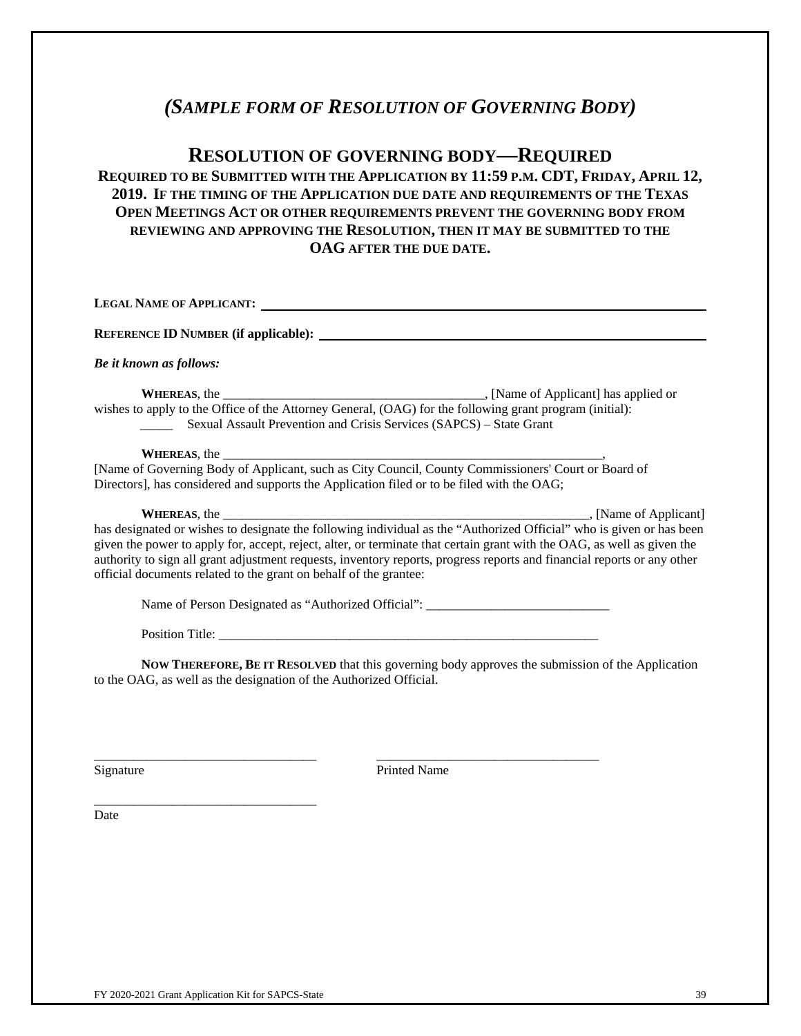## *(SAMPLE FORM OF RESOLUTION OF GOVERNING BODY)*

# RESOLUTION OF GOVERNING BODY—REQUIRED

**REQUIRED TO BE SUBMITTED WITH THE APPLICATION BY 11:59 P.M. CDT, FRIDAY, APRIL 12, 2019. IF THE TIMING OF THE APPLICATION DUE DATE AND REQUIREMENTS OF THE TEXAS OPEN MEETINGS ACT OR OTHER REQUIREMENTS PREVENT THE GOVERNING BODY FROM REVIEWING AND APPROVING THE RESOLUTION, THEN IT MAY BE SUBMITTED TO THE OAG AFTER THE DUE DATE.**

**LEGAL NAME OF APPLICANT:** ______________________________________________

**REFERENCE ID NUMBER (if applicable):** ______________________________________________

***Be it known as follows:***

**WHEREAS**, the ________________________________________, [Name of Applicant] has applied or wishes to apply to the Office of the Attorney General, (OAG) for the following grant program (initial):

_____ Sexual Assault Prevention and Crisis Services (SAPCS) – State Grant

**WHEREAS**, the ____________________________________________________________, [Name of Governing Body of Applicant, such as City Council, County Commissioners' Court or Board of Directors], has considered and supports the Application filed or to be filed with the OAG;

**WHEREAS**, the __________________________________________________________, [Name of Applicant] has designated or wishes to designate the following individual as the "Authorized Official" who is given or has been given the power to apply for, accept, reject, alter, or terminate that certain grant with the OAG, as well as given the authority to sign all grant adjustment requests, inventory reports, progress reports and financial reports or any other official documents related to the grant on behalf of the grantee:

Name of Person Designated as "Authorized Official": ____________________________

Position Title: ____________________________________________________________

**NOW THEREFORE, BE IT RESOLVED** that this governing body approves the submission of the Application to the OAG, as well as the designation of the Authorized Official.

_________________________________ _________________________________
Signature Printed Name

_________________________________
Date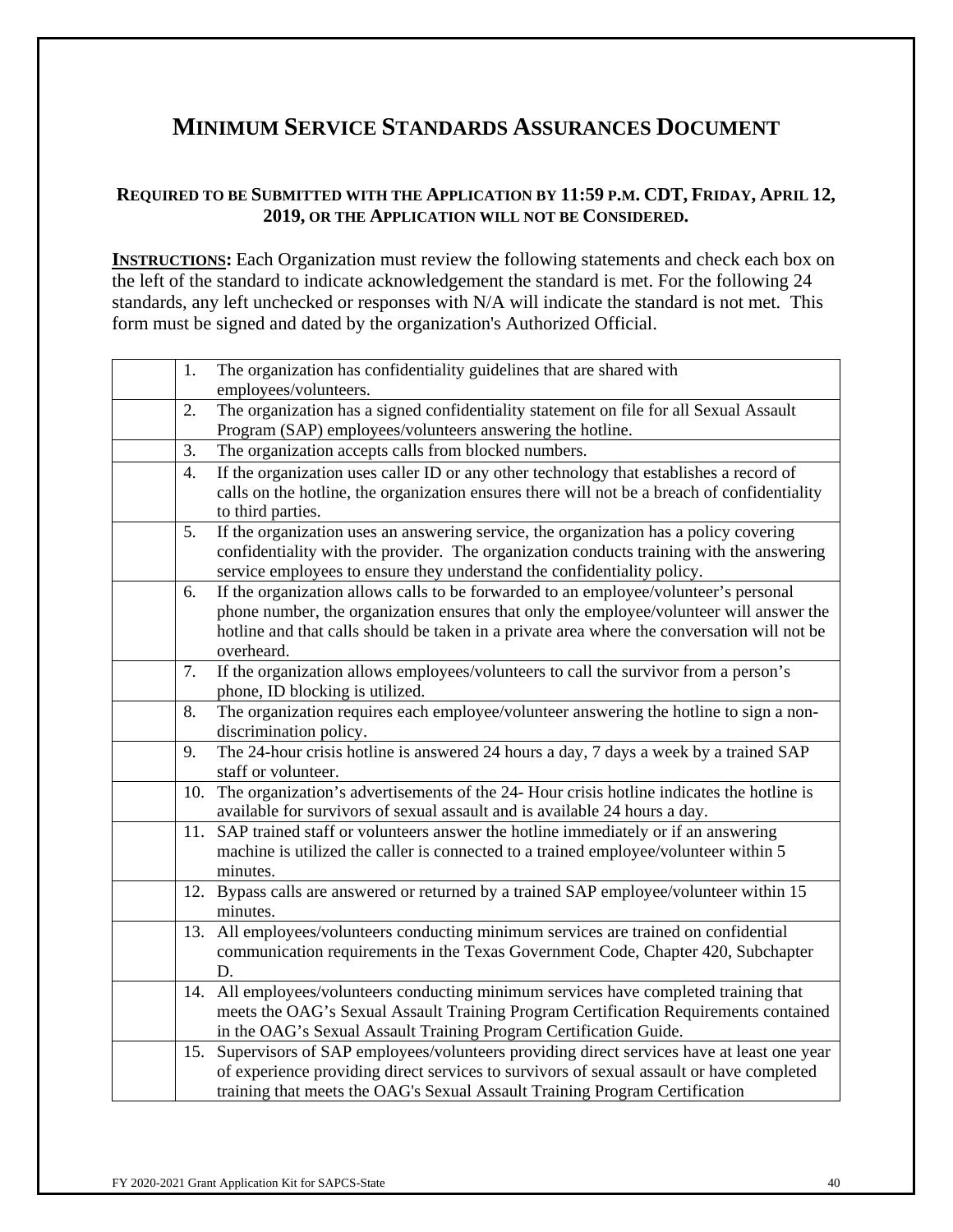# MINIMUM SERVICE STANDARDS ASSURANCES DOCUMENT

**REQUIRED TO BE SUBMITTED WITH THE APPLICATION BY 11:59 P.M. CDT, FRIDAY, APRIL 12, 2019, OR THE APPLICATION WILL NOT BE CONSIDERED.**

**INSTRUCTIONS:** Each Organization must review the following statements and check each box on the left of the standard to indicate acknowledgement the standard is met. For the following 24 standards, any left unchecked or responses with N/A will indicate the standard is not met. This form must be signed and dated by the organization's Authorized Official.

| | |
|---|---|
| | 1. The organization has confidentiality guidelines that are shared with employees/volunteers. |
| | 2. The organization has a signed confidentiality statement on file for all Sexual Assault Program (SAP) employees/volunteers answering the hotline. |
| | 3. The organization accepts calls from blocked numbers. |
| | 4. If the organization uses caller ID or any other technology that establishes a record of calls on the hotline, the organization ensures there will not be a breach of confidentiality to third parties. |
| | 5. If the organization uses an answering service, the organization has a policy covering confidentiality with the provider. The organization conducts training with the answering service employees to ensure they understand the confidentiality policy. |
| | 6. If the organization allows calls to be forwarded to an employee/volunteer's personal phone number, the organization ensures that only the employee/volunteer will answer the hotline and that calls should be taken in a private area where the conversation will not be overheard. |
| | 7. If the organization allows employees/volunteers to call the survivor from a person's phone, ID blocking is utilized. |
| | 8. The organization requires each employee/volunteer answering the hotline to sign a non-discrimination policy. |
| | 9. The 24-hour crisis hotline is answered 24 hours a day, 7 days a week by a trained SAP staff or volunteer. |
| | 10. The organization's advertisements of the 24- Hour crisis hotline indicates the hotline is available for survivors of sexual assault and is available 24 hours a day. |
| | 11. SAP trained staff or volunteers answer the hotline immediately or if an answering machine is utilized the caller is connected to a trained employee/volunteer within 5 minutes. |
| | 12. Bypass calls are answered or returned by a trained SAP employee/volunteer within 15 minutes. |
| | 13. All employees/volunteers conducting minimum services are trained on confidential communication requirements in the Texas Government Code, Chapter 420, Subchapter D. |
| | 14. All employees/volunteers conducting minimum services have completed training that meets the OAG's Sexual Assault Training Program Certification Requirements contained in the OAG's Sexual Assault Training Program Certification Guide. |
| | 15. Supervisors of SAP employees/volunteers providing direct services have at least one year of experience providing direct services to survivors of sexual assault or have completed training that meets the OAG's Sexual Assault Training Program Certification |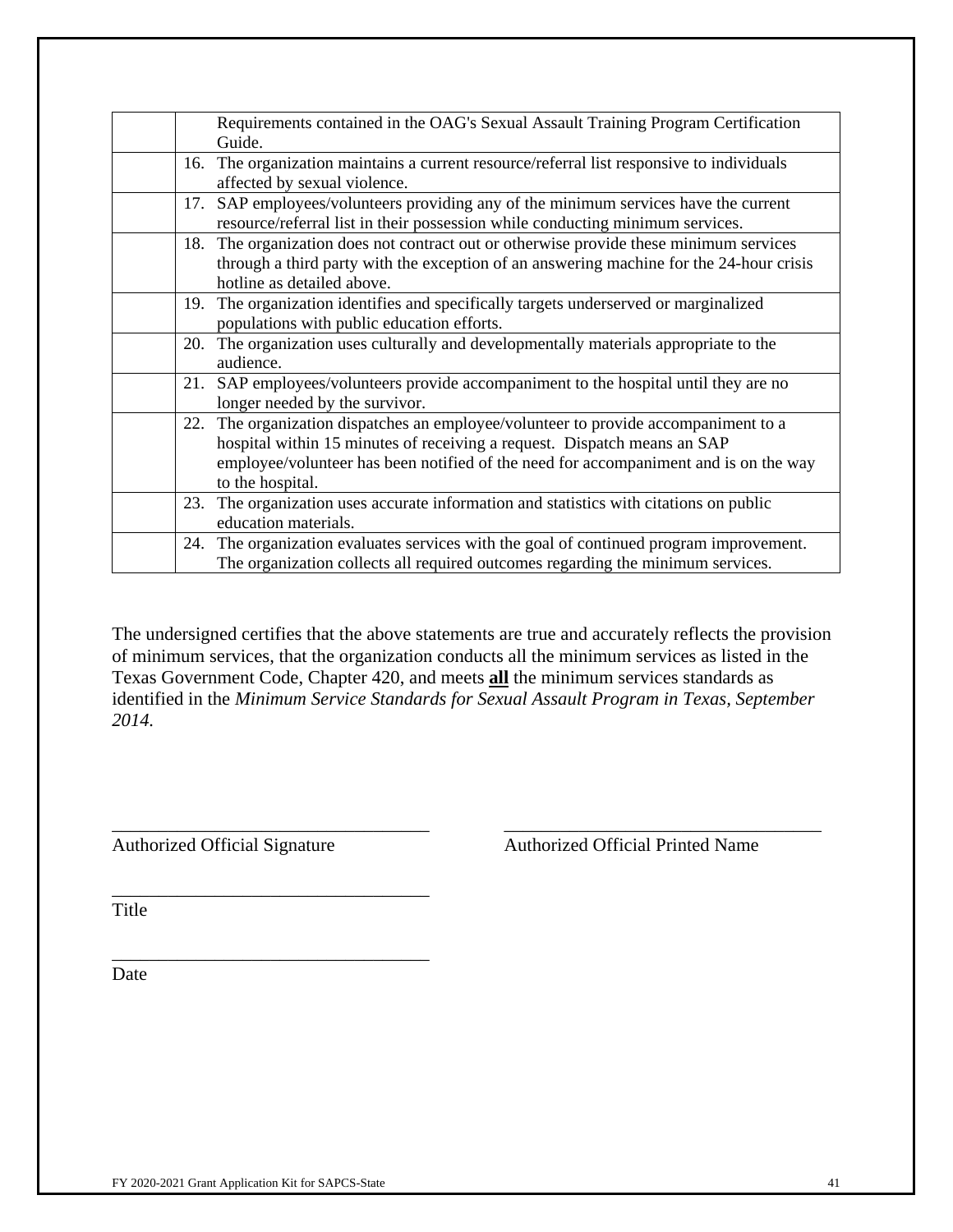| | |
|---|---|
| | Requirements contained in the OAG's Sexual Assault Training Program Certification Guide. |
| | 16. The organization maintains a current resource/referral list responsive to individuals affected by sexual violence. |
| | 17. SAP employees/volunteers providing any of the minimum services have the current resource/referral list in their possession while conducting minimum services. |
| | 18. The organization does not contract out or otherwise provide these minimum services through a third party with the exception of an answering machine for the 24-hour crisis hotline as detailed above. |
| | 19. The organization identifies and specifically targets underserved or marginalized populations with public education efforts. |
| | 20. The organization uses culturally and developmentally materials appropriate to the audience. |
| | 21. SAP employees/volunteers provide accompaniment to the hospital until they are no longer needed by the survivor. |
| | 22. The organization dispatches an employee/volunteer to provide accompaniment to a hospital within 15 minutes of receiving a request. Dispatch means an SAP employee/volunteer has been notified of the need for accompaniment and is on the way to the hospital. |
| | 23. The organization uses accurate information and statistics with citations on public education materials. |
| | 24. The organization evaluates services with the goal of continued program improvement. The organization collects all required outcomes regarding the minimum services. |

The undersigned certifies that the above statements are true and accurately reflects the provision of minimum services, that the organization conducts all the minimum services as listed in the Texas Government Code, Chapter 420, and meets **all** the minimum services standards as identified in the *Minimum Service Standards for Sexual Assault Program in Texas, September 2014.*

\_\_\_\_\_\_\_\_\_\_\_\_\_\_\_\_\_\_\_\_\_\_\_\_\_\_\_\_\_\_\_\_\_\_
Authorized Official Signature

\_\_\_\_\_\_\_\_\_\_\_\_\_\_\_\_\_\_\_\_\_\_\_\_\_\_\_\_\_\_\_\_\_\_
Authorized Official Printed Name

\_\_\_\_\_\_\_\_\_\_\_\_\_\_\_\_\_\_\_\_\_\_\_\_\_\_\_\_\_\_\_\_\_\_
Title

\_\_\_\_\_\_\_\_\_\_\_\_\_\_\_\_\_\_\_\_\_\_\_\_\_\_\_\_\_\_\_\_\_\_
Date